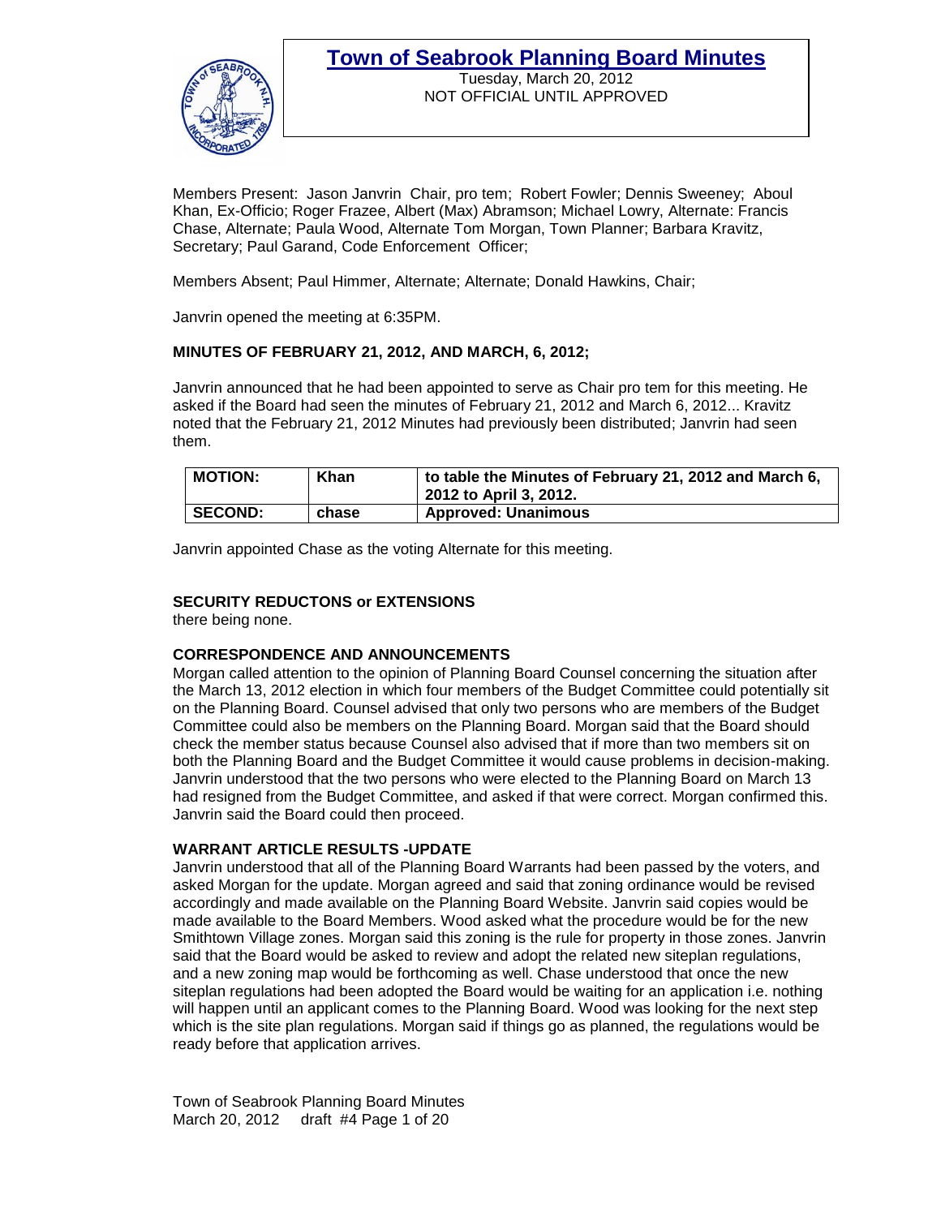# Town of Seabrook Planning Board Minutes

Tuesday, March 20, 2012
NOT OFFICIAL UNTIL APPROVED

Members Present: Jason Janvrin Chair, pro tem; Robert Fowler; Dennis Sweeney; Aboul Khan, Ex-Officio; Roger Frazee, Albert (Max) Abramson; Michael Lowry, Alternate: Francis Chase, Alternate; Paula Wood, Alternate Tom Morgan, Town Planner; Barbara Kravitz, Secretary; Paul Garand, Code Enforcement Officer;

Members Absent; Paul Himmer, Alternate; Alternate; Donald Hawkins, Chair;

Janvrin opened the meeting at 6:35PM.

**MINUTES OF FEBRUARY 21, 2012, AND MARCH, 6, 2012;**

Janvrin announced that he had been appointed to serve as Chair pro tem for this meeting. He asked if the Board had seen the minutes of February 21, 2012 and March 6, 2012... Kravitz noted that the February 21, 2012 Minutes had previously been distributed; Janvrin had seen them.

| **MOTION:** | **Khan** | **to table the Minutes of February 21, 2012 and March 6, 2012 to April 3, 2012.** |
|---|---|---|
| **SECOND:** | **chase** | **Approved: Unanimous** |

Janvrin appointed Chase as the voting Alternate for this meeting.

**SECURITY REDUCTONS or EXTENSIONS**
there being none.

**CORRESPONDENCE AND ANNOUNCEMENTS**
Morgan called attention to the opinion of Planning Board Counsel concerning the situation after the March 13, 2012 election in which four members of the Budget Committee could potentially sit on the Planning Board. Counsel advised that only two persons who are members of the Budget Committee could also be members on the Planning Board. Morgan said that the Board should check the member status because Counsel also advised that if more than two members sit on both the Planning Board and the Budget Committee it would cause problems in decision-making. Janvrin understood that the two persons who were elected to the Planning Board on March 13 had resigned from the Budget Committee, and asked if that were correct. Morgan confirmed this. Janvrin said the Board could then proceed.

**WARRANT ARTICLE RESULTS -UPDATE**
Janvrin understood that all of the Planning Board Warrants had been passed by the voters, and asked Morgan for the update. Morgan agreed and said that zoning ordinance would be revised accordingly and made available on the Planning Board Website. Janvrin said copies would be made available to the Board Members. Wood asked what the procedure would be for the new Smithtown Village zones. Morgan said this zoning is the rule for property in those zones. Janvrin said that the Board would be asked to review and adopt the related new siteplan regulations, and a new zoning map would be forthcoming as well. Chase understood that once the new siteplan regulations had been adopted the Board would be waiting for an application i.e. nothing will happen until an applicant comes to the Planning Board. Wood was looking for the next step which is the site plan regulations. Morgan said if things go as planned, the regulations would be ready before that application arrives.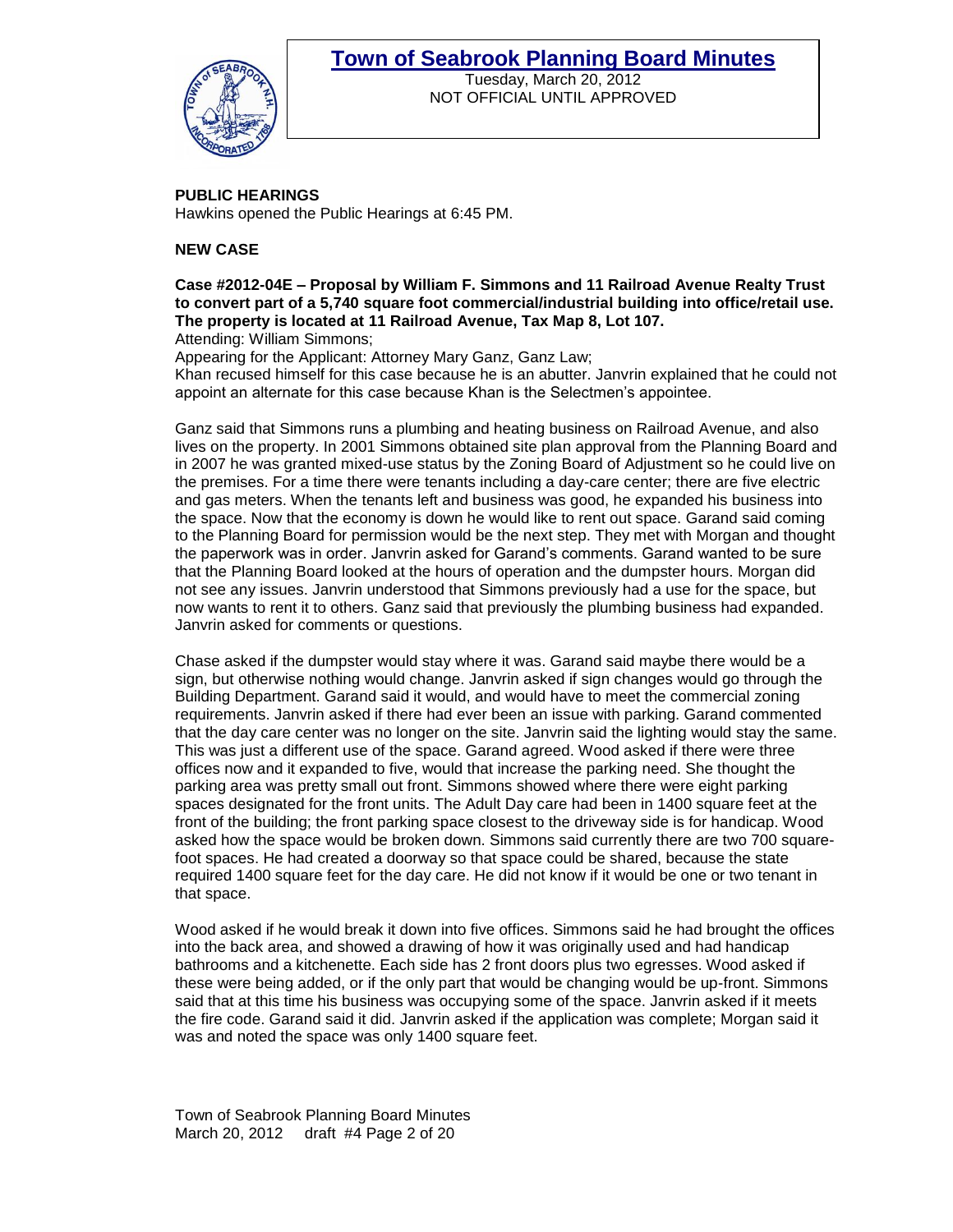**PUBLIC HEARINGS**

Hawkins opened the Public Hearings at 6:45 PM.

**NEW CASE**

**Case #2012-04E – Proposal by William F. Simmons and 11 Railroad Avenue Realty Trust to convert part of a 5,740 square foot commercial/industrial building into office/retail use. The property is located at 11 Railroad Avenue, Tax Map 8, Lot 107.**

Attending: William Simmons;

Appearing for the Applicant: Attorney Mary Ganz, Ganz Law;

Khan recused himself for this case because he is an abutter. Janvrin explained that he could not appoint an alternate for this case because Khan is the Selectmen's appointee.

Ganz said that Simmons runs a plumbing and heating business on Railroad Avenue, and also lives on the property. In 2001 Simmons obtained site plan approval from the Planning Board and in 2007 he was granted mixed-use status by the Zoning Board of Adjustment so he could live on the premises. For a time there were tenants including a day-care center; there are five electric and gas meters. When the tenants left and business was good, he expanded his business into the space. Now that the economy is down he would like to rent out space. Garand said coming to the Planning Board for permission would be the next step. They met with Morgan and thought the paperwork was in order. Janvrin asked for Garand's comments. Garand wanted to be sure that the Planning Board looked at the hours of operation and the dumpster hours. Morgan did not see any issues. Janvrin understood that Simmons previously had a use for the space, but now wants to rent it to others. Ganz said that previously the plumbing business had expanded. Janvrin asked for comments or questions.

Chase asked if the dumpster would stay where it was. Garand said maybe there would be a sign, but otherwise nothing would change. Janvrin asked if sign changes would go through the Building Department. Garand said it would, and would have to meet the commercial zoning requirements. Janvrin asked if there had ever been an issue with parking. Garand commented that the day care center was no longer on the site. Janvrin said the lighting would stay the same. This was just a different use of the space. Garand agreed. Wood asked if there were three offices now and it expanded to five, would that increase the parking need. She thought the parking area was pretty small out front. Simmons showed where there were eight parking spaces designated for the front units. The Adult Day care had been in 1400 square feet at the front of the building; the front parking space closest to the driveway side is for handicap. Wood asked how the space would be broken down. Simmons said currently there are two 700 square-foot spaces. He had created a doorway so that space could be shared, because the state required 1400 square feet for the day care. He did not know if it would be one or two tenant in that space.

Wood asked if he would break it down into five offices. Simmons said he had brought the offices into the back area, and showed a drawing of how it was originally used and had handicap bathrooms and a kitchenette. Each side has 2 front doors plus two egresses. Wood asked if these were being added, or if the only part that would be changing would be up-front. Simmons said that at this time his business was occupying some of the space. Janvrin asked if it meets the fire code. Garand said it did. Janvrin asked if the application was complete; Morgan said it was and noted the space was only 1400 square feet.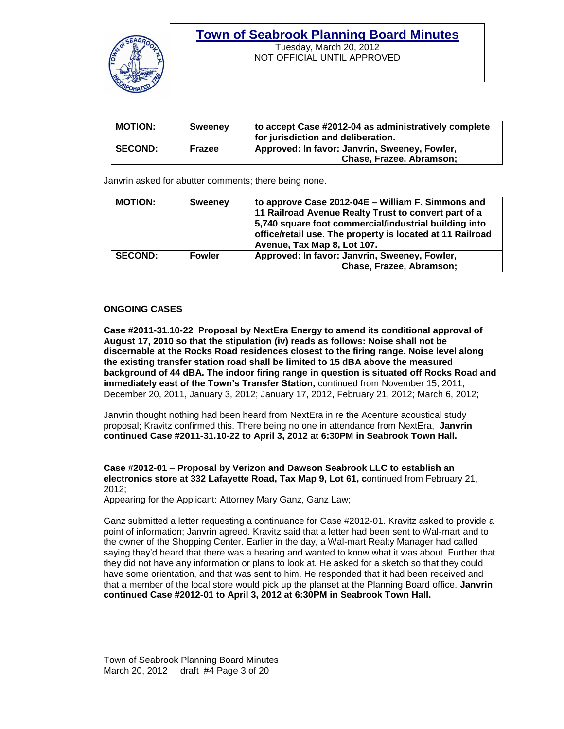| MOTION: | Sweeney | to accept Case #2012-04 as administratively complete for jurisdiction and deliberation. |
|---|---|---|
| SECOND: | Frazee | Approved: In favor: Janvrin, Sweeney, Fowler, Chase, Frazee, Abramson; |

Janvrin asked for abutter comments; there being none.

| MOTION: | Sweeney | to approve Case 2012-04E – William F. Simmons and 11 Railroad Avenue Realty Trust to convert part of a 5,740 square foot commercial/industrial building into office/retail use. The property is located at 11 Railroad Avenue, Tax Map 8, Lot 107. |
|---|---|---|
| SECOND: | Fowler | Approved: In favor: Janvrin, Sweeney, Fowler, Chase, Frazee, Abramson; |

**ONGOING CASES**

**Case #2011-31.10-22 Proposal by NextEra Energy to amend its conditional approval of August 17, 2010 so that the stipulation (iv) reads as follows: Noise shall not be discernable at the Rocks Road residences closest to the firing range. Noise level along the existing transfer station road shall be limited to 15 dBA above the measured background of 44 dBA. The indoor firing range in question is situated off Rocks Road and immediately east of the Town's Transfer Station,** continued from November 15, 2011; December 20, 2011, January 3, 2012; January 17, 2012, February 21, 2012; March 6, 2012;

Janvrin thought nothing had been heard from NextEra in re the Acenture acoustical study proposal; Kravitz confirmed this. There being no one in attendance from NextEra, **Janvrin continued Case #2011-31.10-22 to April 3, 2012 at 6:30PM in Seabrook Town Hall.**

**Case #2012-01 – Proposal by Verizon and Dawson Seabrook LLC to establish an electronics store at 332 Lafayette Road, Tax Map 9, Lot 61, c**ontinued from February 21, 2012;
Appearing for the Applicant: Attorney Mary Ganz, Ganz Law;

Ganz submitted a letter requesting a continuance for Case #2012-01. Kravitz asked to provide a point of information; Janvrin agreed. Kravitz said that a letter had been sent to Wal-mart and to the owner of the Shopping Center. Earlier in the day, a Wal-mart Realty Manager had called saying they'd heard that there was a hearing and wanted to know what it was about. Further that they did not have any information or plans to look at. He asked for a sketch so that they could have some orientation, and that was sent to him. He responded that it had been received and that a member of the local store would pick up the planset at the Planning Board office. **Janvrin continued Case #2012-01 to April 3, 2012 at 6:30PM in Seabrook Town Hall.**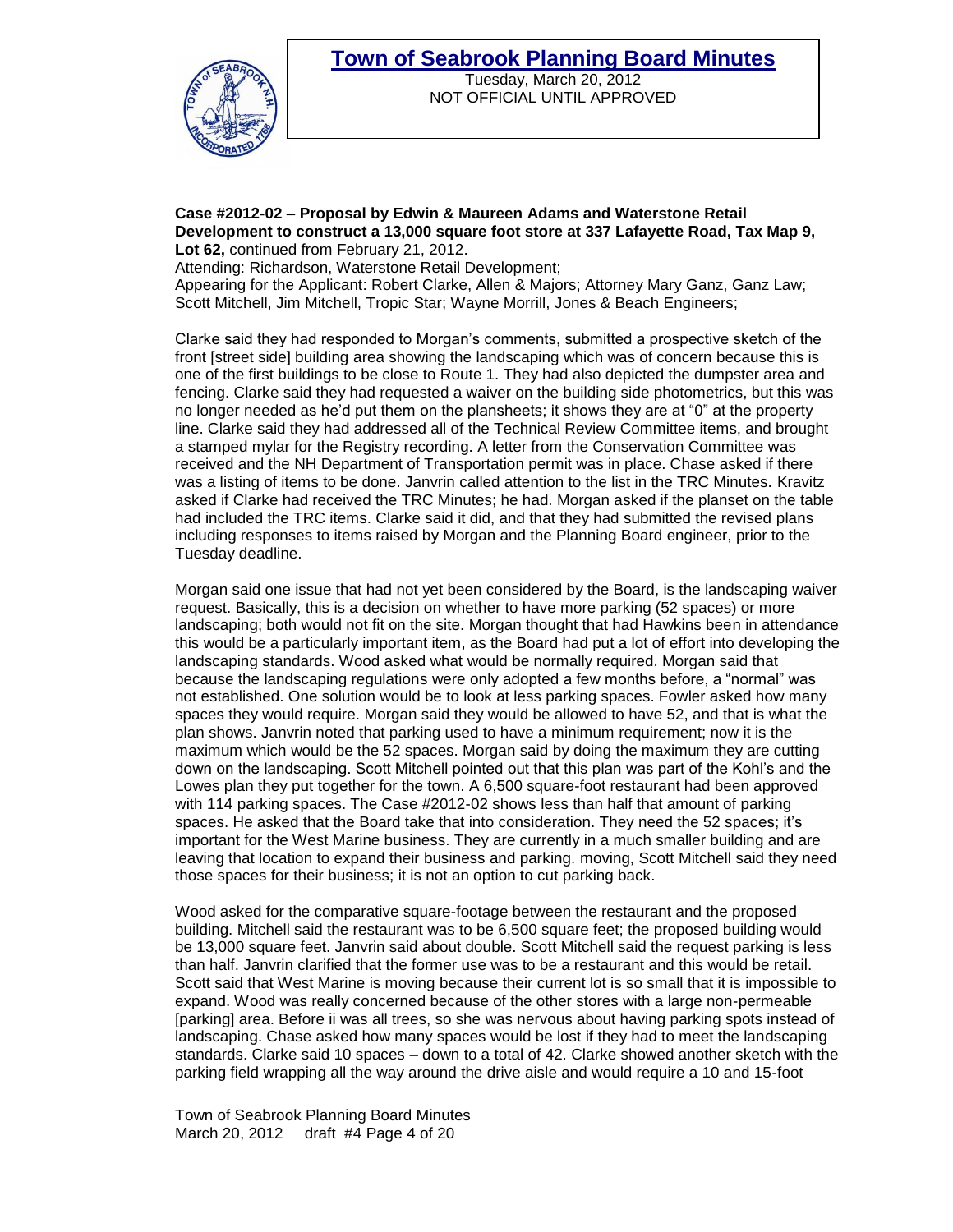**Case #2012-02 – Proposal by Edwin & Maureen Adams and Waterstone Retail Development to construct a 13,000 square foot store at 337 Lafayette Road, Tax Map 9, Lot 62,** continued from February 21, 2012.

Attending: Richardson, Waterstone Retail Development;

Appearing for the Applicant: Robert Clarke, Allen & Majors; Attorney Mary Ganz, Ganz Law; Scott Mitchell, Jim Mitchell, Tropic Star; Wayne Morrill, Jones & Beach Engineers;

Clarke said they had responded to Morgan's comments, submitted a prospective sketch of the front [street side] building area showing the landscaping which was of concern because this is one of the first buildings to be close to Route 1. They had also depicted the dumpster area and fencing. Clarke said they had requested a waiver on the building side photometrics, but this was no longer needed as he'd put them on the plansheets; it shows they are at "0" at the property line. Clarke said they had addressed all of the Technical Review Committee items, and brought a stamped mylar for the Registry recording. A letter from the Conservation Committee was received and the NH Department of Transportation permit was in place. Chase asked if there was a listing of items to be done. Janvrin called attention to the list in the TRC Minutes. Kravitz asked if Clarke had received the TRC Minutes; he had. Morgan asked if the planset on the table had included the TRC items. Clarke said it did, and that they had submitted the revised plans including responses to items raised by Morgan and the Planning Board engineer, prior to the Tuesday deadline.

Morgan said one issue that had not yet been considered by the Board, is the landscaping waiver request. Basically, this is a decision on whether to have more parking (52 spaces) or more landscaping; both would not fit on the site. Morgan thought that had Hawkins been in attendance this would be a particularly important item, as the Board had put a lot of effort into developing the landscaping standards. Wood asked what would be normally required. Morgan said that because the landscaping regulations were only adopted a few months before, a "normal" was not established. One solution would be to look at less parking spaces. Fowler asked how many spaces they would require. Morgan said they would be allowed to have 52, and that is what the plan shows. Janvrin noted that parking used to have a minimum requirement; now it is the maximum which would be the 52 spaces. Morgan said by doing the maximum they are cutting down on the landscaping. Scott Mitchell pointed out that this plan was part of the Kohl's and the Lowes plan they put together for the town. A 6,500 square-foot restaurant had been approved with 114 parking spaces. The Case #2012-02 shows less than half that amount of parking spaces. He asked that the Board take that into consideration. They need the 52 spaces; it's important for the West Marine business. They are currently in a much smaller building and are leaving that location to expand their business and parking. moving, Scott Mitchell said they need those spaces for their business; it is not an option to cut parking back.

Wood asked for the comparative square-footage between the restaurant and the proposed building. Mitchell said the restaurant was to be 6,500 square feet; the proposed building would be 13,000 square feet. Janvrin said about double. Scott Mitchell said the request parking is less than half. Janvrin clarified that the former use was to be a restaurant and this would be retail. Scott said that West Marine is moving because their current lot is so small that it is impossible to expand. Wood was really concerned because of the other stores with a large non-permeable [parking] area. Before ii was all trees, so she was nervous about having parking spots instead of landscaping. Chase asked how many spaces would be lost if they had to meet the landscaping standards. Clarke said 10 spaces – down to a total of 42. Clarke showed another sketch with the parking field wrapping all the way around the drive aisle and would require a 10 and 15-foot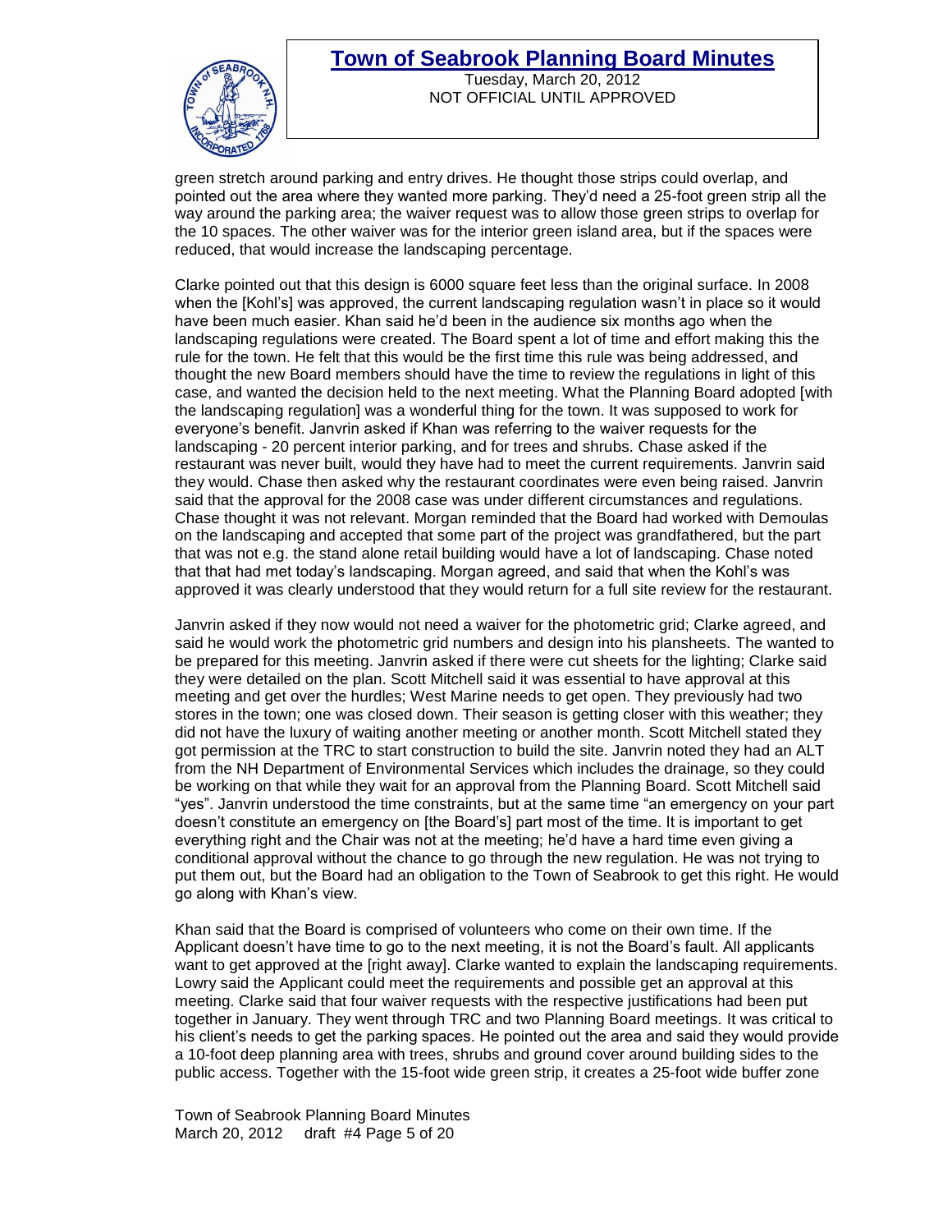green stretch around parking and entry drives. He thought those strips could overlap, and pointed out the area where they wanted more parking. They'd need a 25-foot green strip all the way around the parking area; the waiver request was to allow those green strips to overlap for the 10 spaces. The other waiver was for the interior green island area, but if the spaces were reduced, that would increase the landscaping percentage.

Clarke pointed out that this design is 6000 square feet less than the original surface. In 2008 when the [Kohl's] was approved, the current landscaping regulation wasn't in place so it would have been much easier. Khan said he'd been in the audience six months ago when the landscaping regulations were created. The Board spent a lot of time and effort making this the rule for the town. He felt that this would be the first time this rule was being addressed, and thought the new Board members should have the time to review the regulations in light of this case, and wanted the decision held to the next meeting. What the Planning Board adopted [with the landscaping regulation] was a wonderful thing for the town. It was supposed to work for everyone's benefit. Janvrin asked if Khan was referring to the waiver requests for the landscaping - 20 percent interior parking, and for trees and shrubs. Chase asked if the restaurant was never built, would they have had to meet the current requirements. Janvrin said they would. Chase then asked why the restaurant coordinates were even being raised. Janvrin said that the approval for the 2008 case was under different circumstances and regulations. Chase thought it was not relevant. Morgan reminded that the Board had worked with Demoulas on the landscaping and accepted that some part of the project was grandfathered, but the part that was not e.g. the stand alone retail building would have a lot of landscaping. Chase noted that that had met today's landscaping. Morgan agreed, and said that when the Kohl's was approved it was clearly understood that they would return for a full site review for the restaurant.

Janvrin asked if they now would not need a waiver for the photometric grid; Clarke agreed, and said he would work the photometric grid numbers and design into his plansheets. The wanted to be prepared for this meeting. Janvrin asked if there were cut sheets for the lighting; Clarke said they were detailed on the plan. Scott Mitchell said it was essential to have approval at this meeting and get over the hurdles; West Marine needs to get open. They previously had two stores in the town; one was closed down. Their season is getting closer with this weather; they did not have the luxury of waiting another meeting or another month. Scott Mitchell stated they got permission at the TRC to start construction to build the site. Janvrin noted they had an ALT from the NH Department of Environmental Services which includes the drainage, so they could be working on that while they wait for an approval from the Planning Board. Scott Mitchell said "yes". Janvrin understood the time constraints, but at the same time "an emergency on your part doesn't constitute an emergency on [the Board's] part most of the time. It is important to get everything right and the Chair was not at the meeting; he'd have a hard time even giving a conditional approval without the chance to go through the new regulation. He was not trying to put them out, but the Board had an obligation to the Town of Seabrook to get this right. He would go along with Khan's view.

Khan said that the Board is comprised of volunteers who come on their own time. If the Applicant doesn't have time to go to the next meeting, it is not the Board's fault. All applicants want to get approved at the [right away]. Clarke wanted to explain the landscaping requirements. Lowry said the Applicant could meet the requirements and possible get an approval at this meeting. Clarke said that four waiver requests with the respective justifications had been put together in January. They went through TRC and two Planning Board meetings. It was critical to his client's needs to get the parking spaces. He pointed out the area and said they would provide a 10-foot deep planning area with trees, shrubs and ground cover around building sides to the public access. Together with the 15-foot wide green strip, it creates a 25-foot wide buffer zone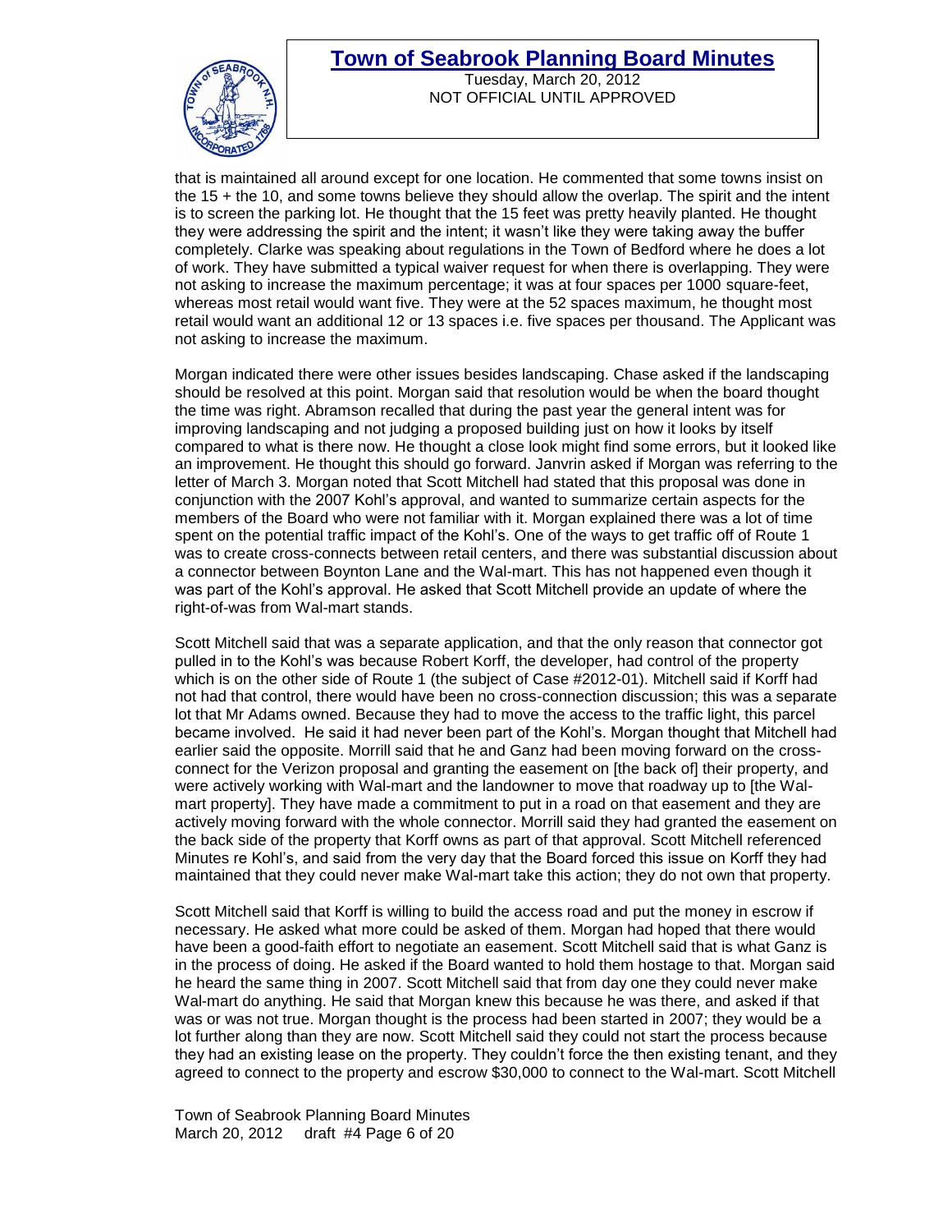that is maintained all around except for one location. He commented that some towns insist on the 15 + the 10, and some towns believe they should allow the overlap. The spirit and the intent is to screen the parking lot. He thought that the 15 feet was pretty heavily planted. He thought they were addressing the spirit and the intent; it wasn't like they were taking away the buffer completely. Clarke was speaking about regulations in the Town of Bedford where he does a lot of work. They have submitted a typical waiver request for when there is overlapping. They were not asking to increase the maximum percentage; it was at four spaces per 1000 square-feet, whereas most retail would want five. They were at the 52 spaces maximum, he thought most retail would want an additional 12 or 13 spaces i.e. five spaces per thousand. The Applicant was not asking to increase the maximum.

Morgan indicated there were other issues besides landscaping. Chase asked if the landscaping should be resolved at this point. Morgan said that resolution would be when the board thought the time was right. Abramson recalled that during the past year the general intent was for improving landscaping and not judging a proposed building just on how it looks by itself compared to what is there now. He thought a close look might find some errors, but it looked like an improvement. He thought this should go forward. Janvrin asked if Morgan was referring to the letter of March 3. Morgan noted that Scott Mitchell had stated that this proposal was done in conjunction with the 2007 Kohl's approval, and wanted to summarize certain aspects for the members of the Board who were not familiar with it. Morgan explained there was a lot of time spent on the potential traffic impact of the Kohl's. One of the ways to get traffic off of Route 1 was to create cross-connects between retail centers, and there was substantial discussion about a connector between Boynton Lane and the Wal-mart. This has not happened even though it was part of the Kohl's approval. He asked that Scott Mitchell provide an update of where the right-of-was from Wal-mart stands.

Scott Mitchell said that was a separate application, and that the only reason that connector got pulled in to the Kohl's was because Robert Korff, the developer, had control of the property which is on the other side of Route 1 (the subject of Case #2012-01). Mitchell said if Korff had not had that control, there would have been no cross-connection discussion; this was a separate lot that Mr Adams owned. Because they had to move the access to the traffic light, this parcel became involved. He said it had never been part of the Kohl's. Morgan thought that Mitchell had earlier said the opposite. Morrill said that he and Ganz had been moving forward on the cross-connect for the Verizon proposal and granting the easement on [the back of] their property, and were actively working with Wal-mart and the landowner to move that roadway up to [the Wal-mart property]. They have made a commitment to put in a road on that easement and they are actively moving forward with the whole connector. Morrill said they had granted the easement on the back side of the property that Korff owns as part of that approval. Scott Mitchell referenced Minutes re Kohl's, and said from the very day that the Board forced this issue on Korff they had maintained that they could never make Wal-mart take this action; they do not own that property.

Scott Mitchell said that Korff is willing to build the access road and put the money in escrow if necessary. He asked what more could be asked of them. Morgan had hoped that there would have been a good-faith effort to negotiate an easement. Scott Mitchell said that is what Ganz is in the process of doing. He asked if the Board wanted to hold them hostage to that. Morgan said he heard the same thing in 2007. Scott Mitchell said that from day one they could never make Wal-mart do anything. He said that Morgan knew this because he was there, and asked if that was or was not true. Morgan thought is the process had been started in 2007; they would be a lot further along than they are now. Scott Mitchell said they could not start the process because they had an existing lease on the property. They couldn't force the then existing tenant, and they agreed to connect to the property and escrow $30,000 to connect to the Wal-mart. Scott Mitchell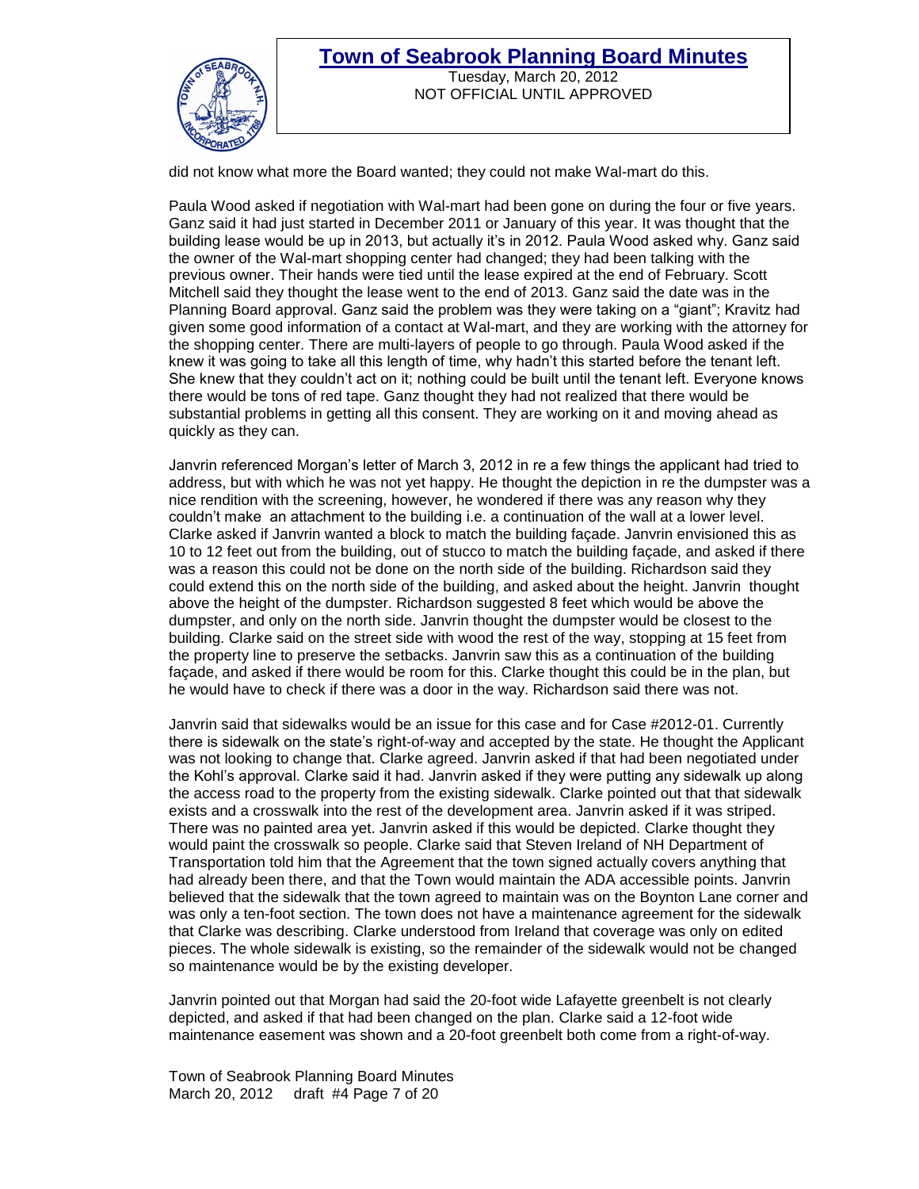did not know what more the Board wanted; they could not make Wal-mart do this.

Paula Wood asked if negotiation with Wal-mart had been gone on during the four or five years. Ganz said it had just started in December 2011 or January of this year. It was thought that the building lease would be up in 2013, but actually it's in 2012. Paula Wood asked why. Ganz said the owner of the Wal-mart shopping center had changed; they had been talking with the previous owner. Their hands were tied until the lease expired at the end of February. Scott Mitchell said they thought the lease went to the end of 2013. Ganz said the date was in the Planning Board approval. Ganz said the problem was they were taking on a "giant"; Kravitz had given some good information of a contact at Wal-mart, and they are working with the attorney for the shopping center. There are multi-layers of people to go through. Paula Wood asked if the knew it was going to take all this length of time, why hadn't this started before the tenant left. She knew that they couldn't act on it; nothing could be built until the tenant left. Everyone knows there would be tons of red tape. Ganz thought they had not realized that there would be substantial problems in getting all this consent. They are working on it and moving ahead as quickly as they can.

Janvrin referenced Morgan's letter of March 3, 2012 in re a few things the applicant had tried to address, but with which he was not yet happy. He thought the depiction in re the dumpster was a nice rendition with the screening, however, he wondered if there was any reason why they couldn't make an attachment to the building i.e. a continuation of the wall at a lower level. Clarke asked if Janvrin wanted a block to match the building façade. Janvrin envisioned this as 10 to 12 feet out from the building, out of stucco to match the building façade, and asked if there was a reason this could not be done on the north side of the building. Richardson said they could extend this on the north side of the building, and asked about the height. Janvrin thought above the height of the dumpster. Richardson suggested 8 feet which would be above the dumpster, and only on the north side. Janvrin thought the dumpster would be closest to the building. Clarke said on the street side with wood the rest of the way, stopping at 15 feet from the property line to preserve the setbacks. Janvrin saw this as a continuation of the building façade, and asked if there would be room for this. Clarke thought this could be in the plan, but he would have to check if there was a door in the way. Richardson said there was not.

Janvrin said that sidewalks would be an issue for this case and for Case #2012-01. Currently there is sidewalk on the state's right-of-way and accepted by the state. He thought the Applicant was not looking to change that. Clarke agreed. Janvrin asked if that had been negotiated under the Kohl's approval. Clarke said it had. Janvrin asked if they were putting any sidewalk up along the access road to the property from the existing sidewalk. Clarke pointed out that that sidewalk exists and a crosswalk into the rest of the development area. Janvrin asked if it was striped. There was no painted area yet. Janvrin asked if this would be depicted. Clarke thought they would paint the crosswalk so people. Clarke said that Steven Ireland of NH Department of Transportation told him that the Agreement that the town signed actually covers anything that had already been there, and that the Town would maintain the ADA accessible points. Janvrin believed that the sidewalk that the town agreed to maintain was on the Boynton Lane corner and was only a ten-foot section. The town does not have a maintenance agreement for the sidewalk that Clarke was describing. Clarke understood from Ireland that coverage was only on edited pieces. The whole sidewalk is existing, so the remainder of the sidewalk would not be changed so maintenance would be by the existing developer.

Janvrin pointed out that Morgan had said the 20-foot wide Lafayette greenbelt is not clearly depicted, and asked if that had been changed on the plan. Clarke said a 12-foot wide maintenance easement was shown and a 20-foot greenbelt both come from a right-of-way.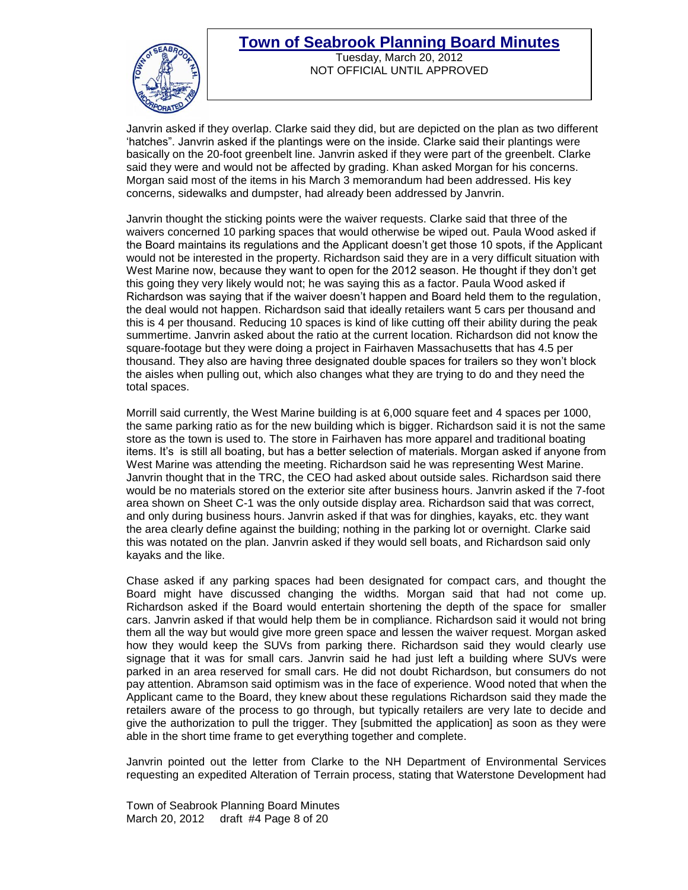Janvrin asked if they overlap. Clarke said they did, but are depicted on the plan as two different 'hatches". Janvrin asked if the plantings were on the inside. Clarke said their plantings were basically on the 20-foot greenbelt line. Janvrin asked if they were part of the greenbelt. Clarke said they were and would not be affected by grading. Khan asked Morgan for his concerns. Morgan said most of the items in his March 3 memorandum had been addressed. His key concerns, sidewalks and dumpster, had already been addressed by Janvrin.

Janvrin thought the sticking points were the waiver requests. Clarke said that three of the waivers concerned 10 parking spaces that would otherwise be wiped out. Paula Wood asked if the Board maintains its regulations and the Applicant doesn't get those 10 spots, if the Applicant would not be interested in the property. Richardson said they are in a very difficult situation with West Marine now, because they want to open for the 2012 season. He thought if they don't get this going they very likely would not; he was saying this as a factor. Paula Wood asked if Richardson was saying that if the waiver doesn't happen and Board held them to the regulation, the deal would not happen. Richardson said that ideally retailers want 5 cars per thousand and this is 4 per thousand. Reducing 10 spaces is kind of like cutting off their ability during the peak summertime. Janvrin asked about the ratio at the current location. Richardson did not know the square-footage but they were doing a project in Fairhaven Massachusetts that has 4.5 per thousand. They also are having three designated double spaces for trailers so they won't block the aisles when pulling out, which also changes what they are trying to do and they need the total spaces.

Morrill said currently, the West Marine building is at 6,000 square feet and 4 spaces per 1000, the same parking ratio as for the new building which is bigger. Richardson said it is not the same store as the town is used to. The store in Fairhaven has more apparel and traditional boating items. It's is still all boating, but has a better selection of materials. Morgan asked if anyone from West Marine was attending the meeting. Richardson said he was representing West Marine. Janvrin thought that in the TRC, the CEO had asked about outside sales. Richardson said there would be no materials stored on the exterior site after business hours. Janvrin asked if the 7-foot area shown on Sheet C-1 was the only outside display area. Richardson said that was correct, and only during business hours. Janvrin asked if that was for dinghies, kayaks, etc. they want the area clearly define against the building; nothing in the parking lot or overnight. Clarke said this was notated on the plan. Janvrin asked if they would sell boats, and Richardson said only kayaks and the like.

Chase asked if any parking spaces had been designated for compact cars, and thought the Board might have discussed changing the widths. Morgan said that had not come up. Richardson asked if the Board would entertain shortening the depth of the space for smaller cars. Janvrin asked if that would help them be in compliance. Richardson said it would not bring them all the way but would give more green space and lessen the waiver request. Morgan asked how they would keep the SUVs from parking there. Richardson said they would clearly use signage that it was for small cars. Janvrin said he had just left a building where SUVs were parked in an area reserved for small cars. He did not doubt Richardson, but consumers do not pay attention. Abramson said optimism was in the face of experience. Wood noted that when the Applicant came to the Board, they knew about these regulations Richardson said they made the retailers aware of the process to go through, but typically retailers are very late to decide and give the authorization to pull the trigger. They [submitted the application] as soon as they were able in the short time frame to get everything together and complete.

Janvrin pointed out the letter from Clarke to the NH Department of Environmental Services requesting an expedited Alteration of Terrain process, stating that Waterstone Development had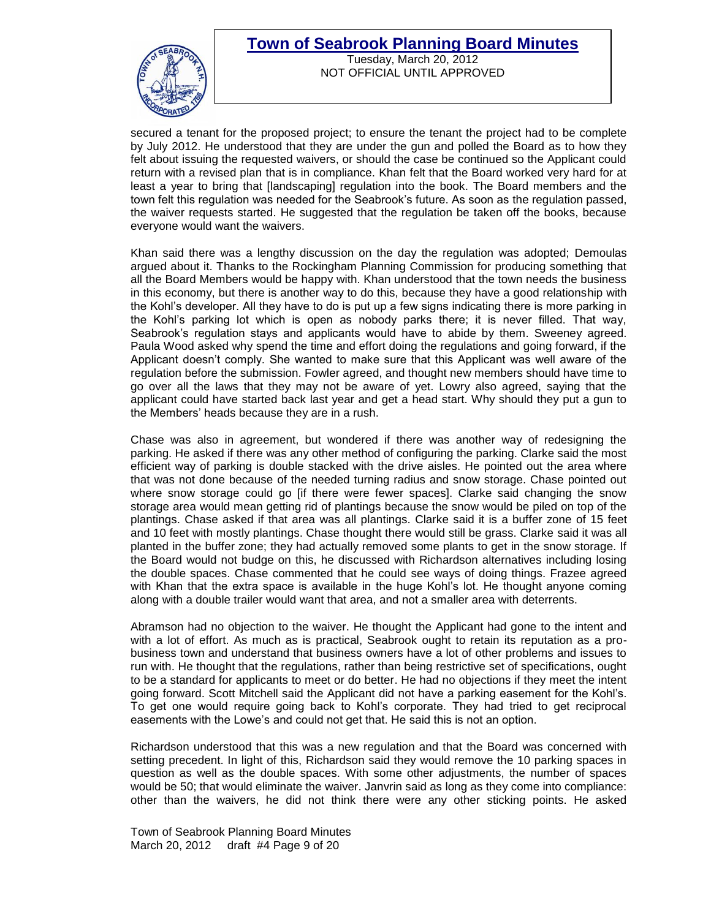secured a tenant for the proposed project; to ensure the tenant the project had to be complete by July 2012. He understood that they are under the gun and polled the Board as to how they felt about issuing the requested waivers, or should the case be continued so the Applicant could return with a revised plan that is in compliance. Khan felt that the Board worked very hard for at least a year to bring that [landscaping] regulation into the book. The Board members and the town felt this regulation was needed for the Seabrook's future. As soon as the regulation passed, the waiver requests started. He suggested that the regulation be taken off the books, because everyone would want the waivers.

Khan said there was a lengthy discussion on the day the regulation was adopted; Demoulas argued about it. Thanks to the Rockingham Planning Commission for producing something that all the Board Members would be happy with. Khan understood that the town needs the business in this economy, but there is another way to do this, because they have a good relationship with the Kohl's developer. All they have to do is put up a few signs indicating there is more parking in the Kohl's parking lot which is open as nobody parks there; it is never filled. That way, Seabrook's regulation stays and applicants would have to abide by them. Sweeney agreed. Paula Wood asked why spend the time and effort doing the regulations and going forward, if the Applicant doesn't comply. She wanted to make sure that this Applicant was well aware of the regulation before the submission. Fowler agreed, and thought new members should have time to go over all the laws that they may not be aware of yet. Lowry also agreed, saying that the applicant could have started back last year and get a head start. Why should they put a gun to the Members' heads because they are in a rush.

Chase was also in agreement, but wondered if there was another way of redesigning the parking. He asked if there was any other method of configuring the parking. Clarke said the most efficient way of parking is double stacked with the drive aisles. He pointed out the area where that was not done because of the needed turning radius and snow storage. Chase pointed out where snow storage could go [if there were fewer spaces]. Clarke said changing the snow storage area would mean getting rid of plantings because the snow would be piled on top of the plantings. Chase asked if that area was all plantings. Clarke said it is a buffer zone of 15 feet and 10 feet with mostly plantings. Chase thought there would still be grass. Clarke said it was all planted in the buffer zone; they had actually removed some plants to get in the snow storage. If the Board would not budge on this, he discussed with Richardson alternatives including losing the double spaces. Chase commented that he could see ways of doing things. Frazee agreed with Khan that the extra space is available in the huge Kohl's lot. He thought anyone coming along with a double trailer would want that area, and not a smaller area with deterrents.

Abramson had no objection to the waiver. He thought the Applicant had gone to the intent and with a lot of effort. As much as is practical, Seabrook ought to retain its reputation as a pro-business town and understand that business owners have a lot of other problems and issues to run with. He thought that the regulations, rather than being restrictive set of specifications, ought to be a standard for applicants to meet or do better. He had no objections if they meet the intent going forward. Scott Mitchell said the Applicant did not have a parking easement for the Kohl's. To get one would require going back to Kohl's corporate. They had tried to get reciprocal easements with the Lowe's and could not get that. He said this is not an option.

Richardson understood that this was a new regulation and that the Board was concerned with setting precedent. In light of this, Richardson said they would remove the 10 parking spaces in question as well as the double spaces. With some other adjustments, the number of spaces would be 50; that would eliminate the waiver. Janvrin said as long as they come into compliance: other than the waivers, he did not think there were any other sticking points. He asked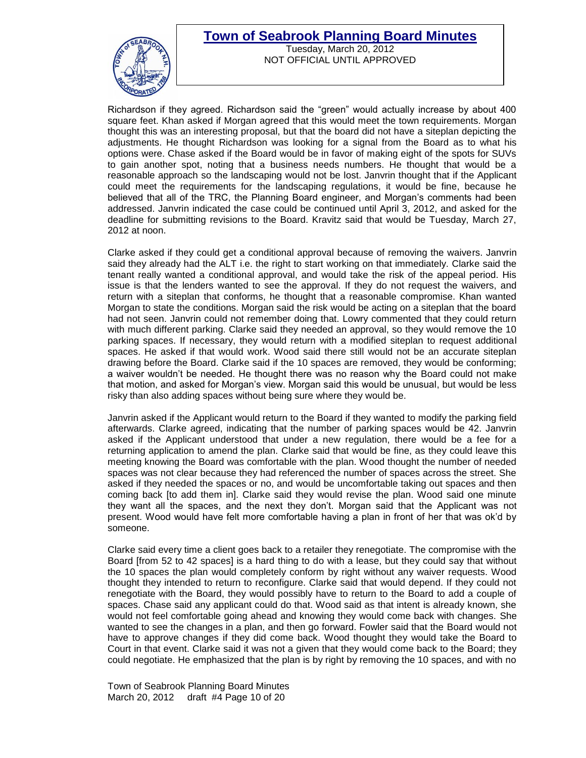Richardson if they agreed. Richardson said the "green" would actually increase by about 400 square feet. Khan asked if Morgan agreed that this would meet the town requirements. Morgan thought this was an interesting proposal, but that the board did not have a siteplan depicting the adjustments. He thought Richardson was looking for a signal from the Board as to what his options were. Chase asked if the Board would be in favor of making eight of the spots for SUVs to gain another spot, noting that a business needs numbers. He thought that would be a reasonable approach so the landscaping would not be lost. Janvrin thought that if the Applicant could meet the requirements for the landscaping regulations, it would be fine, because he believed that all of the TRC, the Planning Board engineer, and Morgan's comments had been addressed. Janvrin indicated the case could be continued until April 3, 2012, and asked for the deadline for submitting revisions to the Board. Kravitz said that would be Tuesday, March 27, 2012 at noon.

Clarke asked if they could get a conditional approval because of removing the waivers. Janvrin said they already had the ALT i.e. the right to start working on that immediately. Clarke said the tenant really wanted a conditional approval, and would take the risk of the appeal period. His issue is that the lenders wanted to see the approval. If they do not request the waivers, and return with a siteplan that conforms, he thought that a reasonable compromise. Khan wanted Morgan to state the conditions. Morgan said the risk would be acting on a siteplan that the board had not seen. Janvrin could not remember doing that. Lowry commented that they could return with much different parking. Clarke said they needed an approval, so they would remove the 10 parking spaces. If necessary, they would return with a modified siteplan to request additional spaces. He asked if that would work. Wood said there still would not be an accurate siteplan drawing before the Board. Clarke said if the 10 spaces are removed, they would be conforming; a waiver wouldn't be needed. He thought there was no reason why the Board could not make that motion, and asked for Morgan's view. Morgan said this would be unusual, but would be less risky than also adding spaces without being sure where they would be.

Janvrin asked if the Applicant would return to the Board if they wanted to modify the parking field afterwards. Clarke agreed, indicating that the number of parking spaces would be 42. Janvrin asked if the Applicant understood that under a new regulation, there would be a fee for a returning application to amend the plan. Clarke said that would be fine, as they could leave this meeting knowing the Board was comfortable with the plan. Wood thought the number of needed spaces was not clear because they had referenced the number of spaces across the street. She asked if they needed the spaces or no, and would be uncomfortable taking out spaces and then coming back [to add them in]. Clarke said they would revise the plan. Wood said one minute they want all the spaces, and the next they don't. Morgan said that the Applicant was not present. Wood would have felt more comfortable having a plan in front of her that was ok'd by someone.

Clarke said every time a client goes back to a retailer they renegotiate. The compromise with the Board [from 52 to 42 spaces] is a hard thing to do with a lease, but they could say that without the 10 spaces the plan would completely conform by right without any waiver requests. Wood thought they intended to return to reconfigure. Clarke said that would depend. If they could not renegotiate with the Board, they would possibly have to return to the Board to add a couple of spaces. Chase said any applicant could do that. Wood said as that intent is already known, she would not feel comfortable going ahead and knowing they would come back with changes. She wanted to see the changes in a plan, and then go forward. Fowler said that the Board would not have to approve changes if they did come back. Wood thought they would take the Board to Court in that event. Clarke said it was not a given that they would come back to the Board; they could negotiate. He emphasized that the plan is by right by removing the 10 spaces, and with no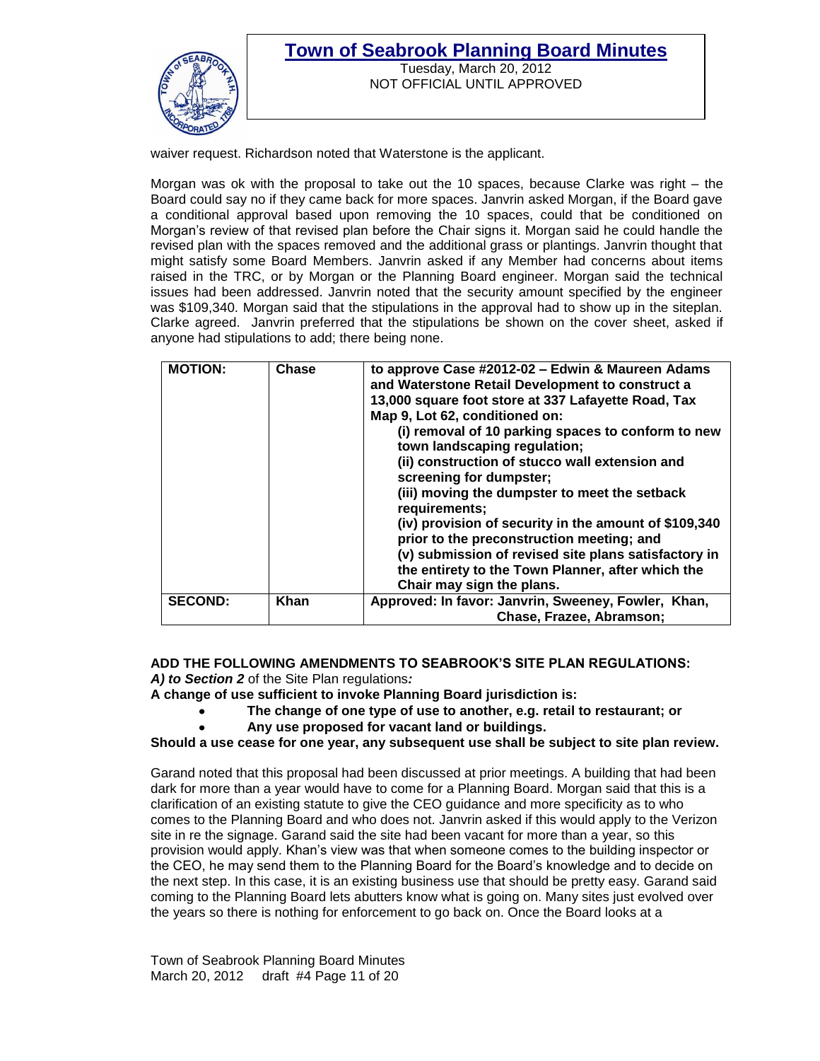waiver request. Richardson noted that Waterstone is the applicant.

Morgan was ok with the proposal to take out the 10 spaces, because Clarke was right – the Board could say no if they came back for more spaces. Janvrin asked Morgan, if the Board gave a conditional approval based upon removing the 10 spaces, could that be conditioned on Morgan's review of that revised plan before the Chair signs it. Morgan said he could handle the revised plan with the spaces removed and the additional grass or plantings. Janvrin thought that might satisfy some Board Members. Janvrin asked if any Member had concerns about items raised in the TRC, or by Morgan or the Planning Board engineer. Morgan said the technical issues had been addressed. Janvrin noted that the security amount specified by the engineer was $109,340. Morgan said that the stipulations in the approval had to show up in the siteplan. Clarke agreed. Janvrin preferred that the stipulations be shown on the cover sheet, asked if anyone had stipulations to add; there being none.

| | | |
|---|---|---|
| **MOTION:** | **Chase** | **to approve Case #2012-02 – Edwin & Maureen Adams and Waterstone Retail Development to construct a 13,000 square foot store at 337 Lafayette Road, Tax Map 9, Lot 62, conditioned on:**<br>**(i) removal of 10 parking spaces to conform to new town landscaping regulation;**<br>**(ii) construction of stucco wall extension and screening for dumpster;**<br>**(iii) moving the dumpster to meet the setback requirements;**<br>**(iv) provision of security in the amount of $109,340 prior to the preconstruction meeting; and**<br>**(v) submission of revised site plans satisfactory in the entirety to the Town Planner, after which the Chair may sign the plans.** |
| **SECOND:** | **Khan** | **Approved: In favor: Janvrin, Sweeney, Fowler, Khan, Chase, Frazee, Abramson;** |

**ADD THE FOLLOWING AMENDMENTS TO SEABROOK'S SITE PLAN REGULATIONS:**
***A) to Section 2*** of the Site Plan regulations***:***
**A change of use sufficient to invoke Planning Board jurisdiction is:**

- **The change of one type of use to another, e.g. retail to restaurant; or**
- **Any use proposed for vacant land or buildings.**

**Should a use cease for one year, any subsequent use shall be subject to site plan review.**

Garand noted that this proposal had been discussed at prior meetings. A building that had been dark for more than a year would have to come for a Planning Board. Morgan said that this is a clarification of an existing statute to give the CEO guidance and more specificity as to who comes to the Planning Board and who does not. Janvrin asked if this would apply to the Verizon site in re the signage. Garand said the site had been vacant for more than a year, so this provision would apply. Khan's view was that when someone comes to the building inspector or the CEO, he may send them to the Planning Board for the Board's knowledge and to decide on the next step. In this case, it is an existing business use that should be pretty easy. Garand said coming to the Planning Board lets abutters know what is going on. Many sites just evolved over the years so there is nothing for enforcement to go back on. Once the Board looks at a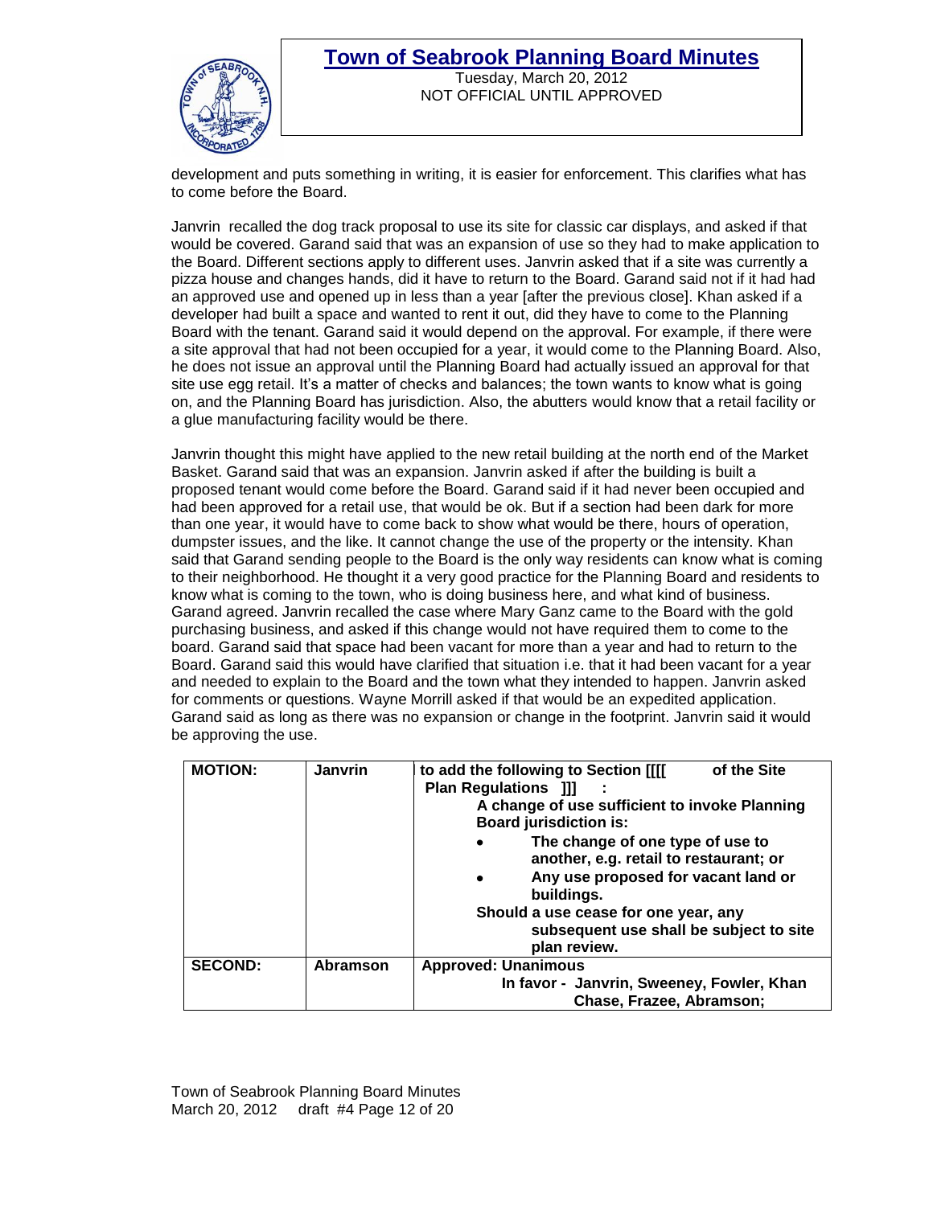development and puts something in writing, it is easier for enforcement. This clarifies what has to come before the Board.

Janvrin recalled the dog track proposal to use its site for classic car displays, and asked if that would be covered. Garand said that was an expansion of use so they had to make application to the Board. Different sections apply to different uses. Janvrin asked that if a site was currently a pizza house and changes hands, did it have to return to the Board. Garand said not if it had had an approved use and opened up in less than a year [after the previous close]. Khan asked if a developer had built a space and wanted to rent it out, did they have to come to the Planning Board with the tenant. Garand said it would depend on the approval. For example, if there were a site approval that had not been occupied for a year, it would come to the Planning Board. Also, he does not issue an approval until the Planning Board had actually issued an approval for that site use egg retail. It's a matter of checks and balances; the town wants to know what is going on, and the Planning Board has jurisdiction. Also, the abutters would know that a retail facility or a glue manufacturing facility would be there.

Janvrin thought this might have applied to the new retail building at the north end of the Market Basket. Garand said that was an expansion. Janvrin asked if after the building is built a proposed tenant would come before the Board. Garand said if it had never been occupied and had been approved for a retail use, that would be ok. But if a section had been dark for more than one year, it would have to come back to show what would be there, hours of operation, dumpster issues, and the like. It cannot change the use of the property or the intensity. Khan said that Garand sending people to the Board is the only way residents can know what is coming to their neighborhood. He thought it a very good practice for the Planning Board and residents to know what is coming to the town, who is doing business here, and what kind of business. Garand agreed. Janvrin recalled the case where Mary Ganz came to the Board with the gold purchasing business, and asked if this change would not have required them to come to the board. Garand said that space had been vacant for more than a year and had to return to the Board. Garand said this would have clarified that situation i.e. that it had been vacant for a year and needed to explain to the Board and the town what they intended to happen. Janvrin asked for comments or questions. Wayne Morrill asked if that would be an expedited application. Garand said as long as there was no expansion or change in the footprint. Janvrin said it would be approving the use.

| | | |
|---|---|---|
| **MOTION:** | **Janvrin** | **to add the following to Section [[[[ of the Site Plan Regulations ]]] :**<br>**A change of use sufficient to invoke Planning Board jurisdiction is:**<br>• **The change of one type of use to another, e.g. retail to restaurant; or**<br>• **Any use proposed for vacant land or buildings.**<br>**Should a use cease for one year, any subsequent use shall be subject to site plan review.** |
| **SECOND:** | **Abramson** | **Approved: Unanimous**<br>**In favor - Janvrin, Sweeney, Fowler, Khan Chase, Frazee, Abramson;** |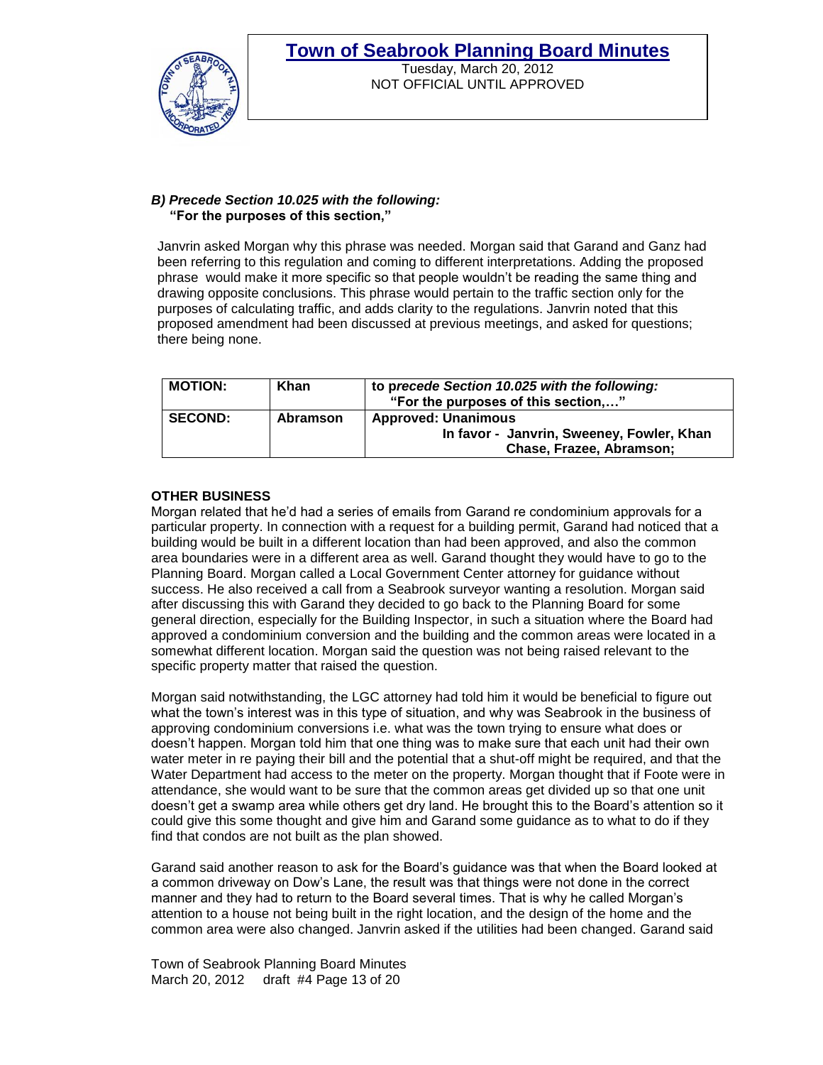***B) Precede Section 10.025 with the following:***
**"For the purposes of this section,"**

Janvrin asked Morgan why this phrase was needed. Morgan said that Garand and Ganz had been referring to this regulation and coming to different interpretations. Adding the proposed phrase would make it more specific so that people wouldn't be reading the same thing and drawing opposite conclusions. This phrase would pertain to the traffic section only for the purposes of calculating traffic, and adds clarity to the regulations. Janvrin noted that this proposed amendment had been discussed at previous meetings, and asked for questions; there being none.

| **MOTION:** | **Khan** | **to p*recede Section 10.025 with the following:* "For the purposes of this section,…"** |
|---|---|---|
| **SECOND:** | **Abramson** | **Approved: Unanimous In favor - Janvrin, Sweeney, Fowler, Khan Chase, Frazee, Abramson;** |

**OTHER BUSINESS**

Morgan related that he'd had a series of emails from Garand re condominium approvals for a particular property. In connection with a request for a building permit, Garand had noticed that a building would be built in a different location than had been approved, and also the common area boundaries were in a different area as well. Garand thought they would have to go to the Planning Board. Morgan called a Local Government Center attorney for guidance without success. He also received a call from a Seabrook surveyor wanting a resolution. Morgan said after discussing this with Garand they decided to go back to the Planning Board for some general direction, especially for the Building Inspector, in such a situation where the Board had approved a condominium conversion and the building and the common areas were located in a somewhat different location. Morgan said the question was not being raised relevant to the specific property matter that raised the question.

Morgan said notwithstanding, the LGC attorney had told him it would be beneficial to figure out what the town's interest was in this type of situation, and why was Seabrook in the business of approving condominium conversions i.e. what was the town trying to ensure what does or doesn't happen. Morgan told him that one thing was to make sure that each unit had their own water meter in re paying their bill and the potential that a shut-off might be required, and that the Water Department had access to the meter on the property. Morgan thought that if Foote were in attendance, she would want to be sure that the common areas get divided up so that one unit doesn't get a swamp area while others get dry land. He brought this to the Board's attention so it could give this some thought and give him and Garand some guidance as to what to do if they find that condos are not built as the plan showed.

Garand said another reason to ask for the Board's guidance was that when the Board looked at a common driveway on Dow's Lane, the result was that things were not done in the correct manner and they had to return to the Board several times. That is why he called Morgan's attention to a house not being built in the right location, and the design of the home and the common area were also changed. Janvrin asked if the utilities had been changed. Garand said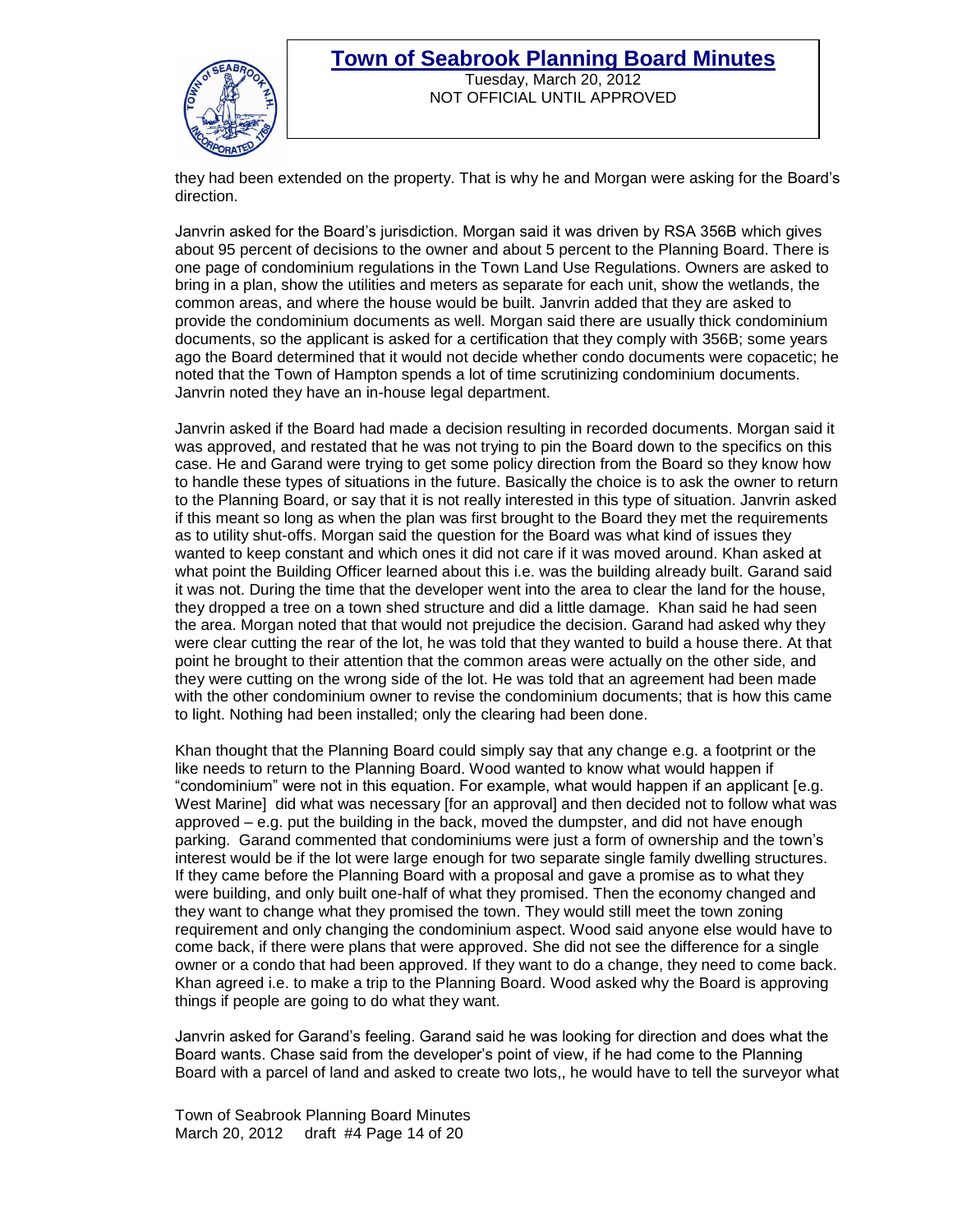they had been extended on the property. That is why he and Morgan were asking for the Board's direction.

Janvrin asked for the Board's jurisdiction. Morgan said it was driven by RSA 356B which gives about 95 percent of decisions to the owner and about 5 percent to the Planning Board. There is one page of condominium regulations in the Town Land Use Regulations. Owners are asked to bring in a plan, show the utilities and meters as separate for each unit, show the wetlands, the common areas, and where the house would be built. Janvrin added that they are asked to provide the condominium documents as well. Morgan said there are usually thick condominium documents, so the applicant is asked for a certification that they comply with 356B; some years ago the Board determined that it would not decide whether condo documents were copacetic; he noted that the Town of Hampton spends a lot of time scrutinizing condominium documents. Janvrin noted they have an in-house legal department.

Janvrin asked if the Board had made a decision resulting in recorded documents. Morgan said it was approved, and restated that he was not trying to pin the Board down to the specifics on this case. He and Garand were trying to get some policy direction from the Board so they know how to handle these types of situations in the future. Basically the choice is to ask the owner to return to the Planning Board, or say that it is not really interested in this type of situation. Janvrin asked if this meant so long as when the plan was first brought to the Board they met the requirements as to utility shut-offs. Morgan said the question for the Board was what kind of issues they wanted to keep constant and which ones it did not care if it was moved around. Khan asked at what point the Building Officer learned about this i.e. was the building already built. Garand said it was not. During the time that the developer went into the area to clear the land for the house, they dropped a tree on a town shed structure and did a little damage. Khan said he had seen the area. Morgan noted that that would not prejudice the decision. Garand had asked why they were clear cutting the rear of the lot, he was told that they wanted to build a house there. At that point he brought to their attention that the common areas were actually on the other side, and they were cutting on the wrong side of the lot. He was told that an agreement had been made with the other condominium owner to revise the condominium documents; that is how this came to light. Nothing had been installed; only the clearing had been done.

Khan thought that the Planning Board could simply say that any change e.g. a footprint or the like needs to return to the Planning Board. Wood wanted to know what would happen if "condominium" were not in this equation. For example, what would happen if an applicant [e.g. West Marine] did what was necessary [for an approval] and then decided not to follow what was approved – e.g. put the building in the back, moved the dumpster, and did not have enough parking. Garand commented that condominiums were just a form of ownership and the town's interest would be if the lot were large enough for two separate single family dwelling structures. If they came before the Planning Board with a proposal and gave a promise as to what they were building, and only built one-half of what they promised. Then the economy changed and they want to change what they promised the town. They would still meet the town zoning requirement and only changing the condominium aspect. Wood said anyone else would have to come back, if there were plans that were approved. She did not see the difference for a single owner or a condo that had been approved. If they want to do a change, they need to come back. Khan agreed i.e. to make a trip to the Planning Board. Wood asked why the Board is approving things if people are going to do what they want.

Janvrin asked for Garand's feeling. Garand said he was looking for direction and does what the Board wants. Chase said from the developer's point of view, if he had come to the Planning Board with a parcel of land and asked to create two lots,, he would have to tell the surveyor what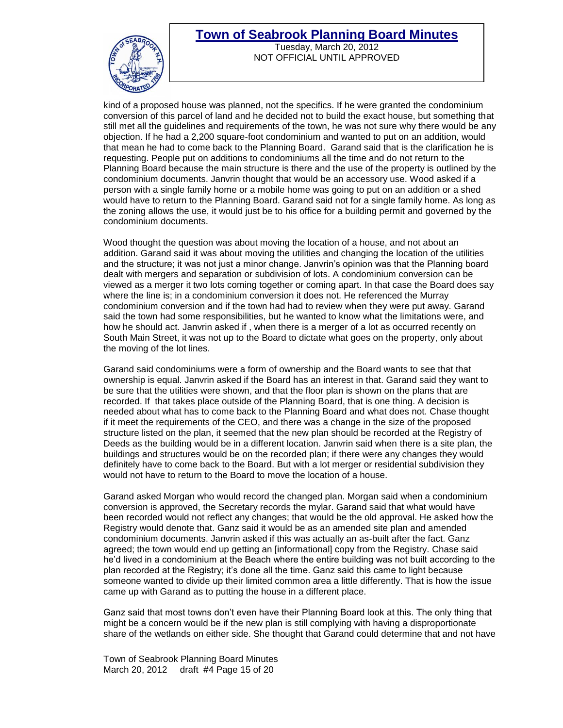kind of a proposed house was planned, not the specifics. If he were granted the condominium conversion of this parcel of land and he decided not to build the exact house, but something that still met all the guidelines and requirements of the town, he was not sure why there would be any objection. If he had a 2,200 square-foot condominium and wanted to put on an addition, would that mean he had to come back to the Planning Board. Garand said that is the clarification he is requesting. People put on additions to condominiums all the time and do not return to the Planning Board because the main structure is there and the use of the property is outlined by the condominium documents. Janvrin thought that would be an accessory use. Wood asked if a person with a single family home or a mobile home was going to put on an addition or a shed would have to return to the Planning Board. Garand said not for a single family home. As long as the zoning allows the use, it would just be to his office for a building permit and governed by the condominium documents.

Wood thought the question was about moving the location of a house, and not about an addition. Garand said it was about moving the utilities and changing the location of the utilities and the structure; it was not just a minor change. Janvrin's opinion was that the Planning board dealt with mergers and separation or subdivision of lots. A condominium conversion can be viewed as a merger it two lots coming together or coming apart. In that case the Board does say where the line is; in a condominium conversion it does not. He referenced the Murray condominium conversion and if the town had had to review when they were put away. Garand said the town had some responsibilities, but he wanted to know what the limitations were, and how he should act. Janvrin asked if , when there is a merger of a lot as occurred recently on South Main Street, it was not up to the Board to dictate what goes on the property, only about the moving of the lot lines.

Garand said condominiums were a form of ownership and the Board wants to see that that ownership is equal. Janvrin asked if the Board has an interest in that. Garand said they want to be sure that the utilities were shown, and that the floor plan is shown on the plans that are recorded. If that takes place outside of the Planning Board, that is one thing. A decision is needed about what has to come back to the Planning Board and what does not. Chase thought if it meet the requirements of the CEO, and there was a change in the size of the proposed structure listed on the plan, it seemed that the new plan should be recorded at the Registry of Deeds as the building would be in a different location. Janvrin said when there is a site plan, the buildings and structures would be on the recorded plan; if there were any changes they would definitely have to come back to the Board. But with a lot merger or residential subdivision they would not have to return to the Board to move the location of a house.

Garand asked Morgan who would record the changed plan. Morgan said when a condominium conversion is approved, the Secretary records the mylar. Garand said that what would have been recorded would not reflect any changes; that would be the old approval. He asked how the Registry would denote that. Ganz said it would be as an amended site plan and amended condominium documents. Janvrin asked if this was actually an as-built after the fact. Ganz agreed; the town would end up getting an [informational] copy from the Registry. Chase said he'd lived in a condominium at the Beach where the entire building was not built according to the plan recorded at the Registry; it's done all the time. Ganz said this came to light because someone wanted to divide up their limited common area a little differently. That is how the issue came up with Garand as to putting the house in a different place.

Ganz said that most towns don't even have their Planning Board look at this. The only thing that might be a concern would be if the new plan is still complying with having a disproportionate share of the wetlands on either side. She thought that Garand could determine that and not have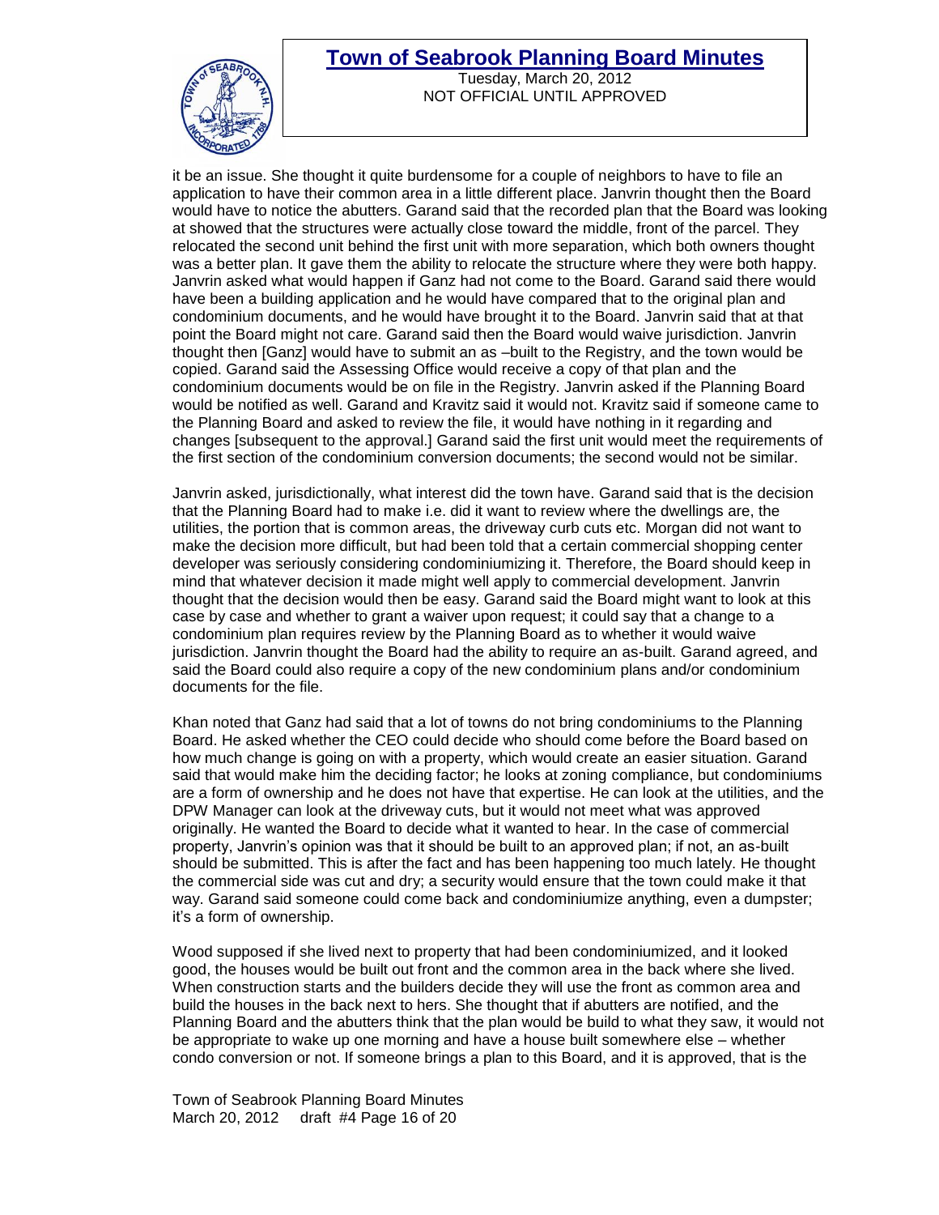it be an issue. She thought it quite burdensome for a couple of neighbors to have to file an application to have their common area in a little different place. Janvrin thought then the Board would have to notice the abutters. Garand said that the recorded plan that the Board was looking at showed that the structures were actually close toward the middle, front of the parcel. They relocated the second unit behind the first unit with more separation, which both owners thought was a better plan. It gave them the ability to relocate the structure where they were both happy. Janvrin asked what would happen if Ganz had not come to the Board. Garand said there would have been a building application and he would have compared that to the original plan and condominium documents, and he would have brought it to the Board. Janvrin said that at that point the Board might not care. Garand said then the Board would waive jurisdiction. Janvrin thought then [Ganz] would have to submit an as –built to the Registry, and the town would be copied. Garand said the Assessing Office would receive a copy of that plan and the condominium documents would be on file in the Registry. Janvrin asked if the Planning Board would be notified as well. Garand and Kravitz said it would not. Kravitz said if someone came to the Planning Board and asked to review the file, it would have nothing in it regarding and changes [subsequent to the approval.] Garand said the first unit would meet the requirements of the first section of the condominium conversion documents; the second would not be similar.

Janvrin asked, jurisdictionally, what interest did the town have. Garand said that is the decision that the Planning Board had to make i.e. did it want to review where the dwellings are, the utilities, the portion that is common areas, the driveway curb cuts etc. Morgan did not want to make the decision more difficult, but had been told that a certain commercial shopping center developer was seriously considering condominiumizing it. Therefore, the Board should keep in mind that whatever decision it made might well apply to commercial development. Janvrin thought that the decision would then be easy. Garand said the Board might want to look at this case by case and whether to grant a waiver upon request; it could say that a change to a condominium plan requires review by the Planning Board as to whether it would waive jurisdiction. Janvrin thought the Board had the ability to require an as-built. Garand agreed, and said the Board could also require a copy of the new condominium plans and/or condominium documents for the file.

Khan noted that Ganz had said that a lot of towns do not bring condominiums to the Planning Board. He asked whether the CEO could decide who should come before the Board based on how much change is going on with a property, which would create an easier situation. Garand said that would make him the deciding factor; he looks at zoning compliance, but condominiums are a form of ownership and he does not have that expertise. He can look at the utilities, and the DPW Manager can look at the driveway cuts, but it would not meet what was approved originally. He wanted the Board to decide what it wanted to hear. In the case of commercial property, Janvrin's opinion was that it should be built to an approved plan; if not, an as-built should be submitted. This is after the fact and has been happening too much lately. He thought the commercial side was cut and dry; a security would ensure that the town could make it that way. Garand said someone could come back and condominiumize anything, even a dumpster; it's a form of ownership.

Wood supposed if she lived next to property that had been condominiumized, and it looked good, the houses would be built out front and the common area in the back where she lived. When construction starts and the builders decide they will use the front as common area and build the houses in the back next to hers. She thought that if abutters are notified, and the Planning Board and the abutters think that the plan would be build to what they saw, it would not be appropriate to wake up one morning and have a house built somewhere else – whether condo conversion or not. If someone brings a plan to this Board, and it is approved, that is the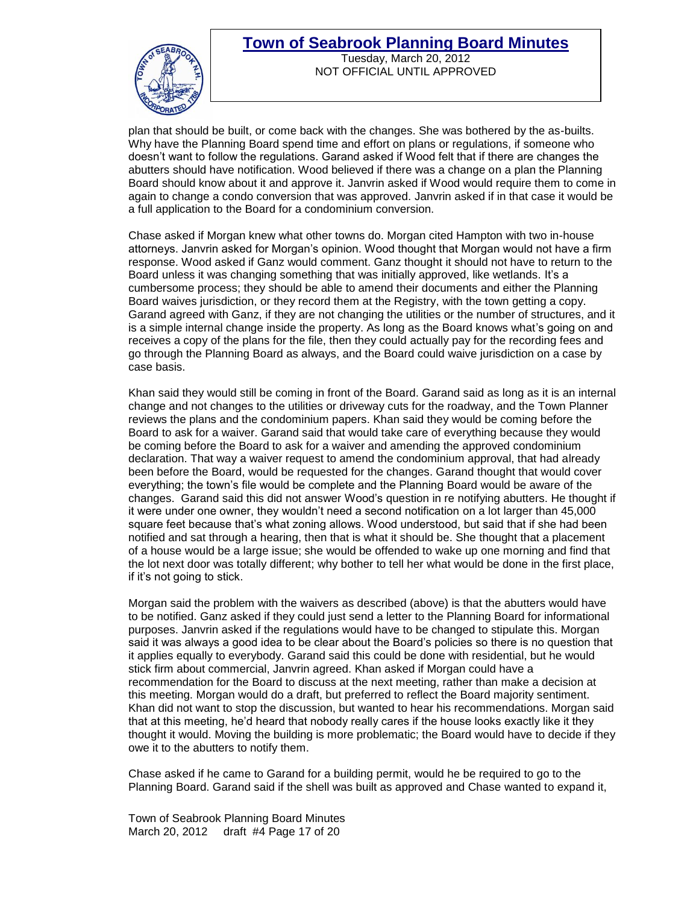plan that should be built, or come back with the changes. She was bothered by the as-builts. Why have the Planning Board spend time and effort on plans or regulations, if someone who doesn't want to follow the regulations. Garand asked if Wood felt that if there are changes the abutters should have notification. Wood believed if there was a change on a plan the Planning Board should know about it and approve it. Janvrin asked if Wood would require them to come in again to change a condo conversion that was approved. Janvrin asked if in that case it would be a full application to the Board for a condominium conversion.

Chase asked if Morgan knew what other towns do. Morgan cited Hampton with two in-house attorneys. Janvrin asked for Morgan's opinion. Wood thought that Morgan would not have a firm response. Wood asked if Ganz would comment. Ganz thought it should not have to return to the Board unless it was changing something that was initially approved, like wetlands. It's a cumbersome process; they should be able to amend their documents and either the Planning Board waives jurisdiction, or they record them at the Registry, with the town getting a copy. Garand agreed with Ganz, if they are not changing the utilities or the number of structures, and it is a simple internal change inside the property. As long as the Board knows what's going on and receives a copy of the plans for the file, then they could actually pay for the recording fees and go through the Planning Board as always, and the Board could waive jurisdiction on a case by case basis.

Khan said they would still be coming in front of the Board. Garand said as long as it is an internal change and not changes to the utilities or driveway cuts for the roadway, and the Town Planner reviews the plans and the condominium papers. Khan said they would be coming before the Board to ask for a waiver. Garand said that would take care of everything because they would be coming before the Board to ask for a waiver and amending the approved condominium declaration. That way a waiver request to amend the condominium approval, that had already been before the Board, would be requested for the changes. Garand thought that would cover everything; the town's file would be complete and the Planning Board would be aware of the changes. Garand said this did not answer Wood's question in re notifying abutters. He thought if it were under one owner, they wouldn't need a second notification on a lot larger than 45,000 square feet because that's what zoning allows. Wood understood, but said that if she had been notified and sat through a hearing, then that is what it should be. She thought that a placement of a house would be a large issue; she would be offended to wake up one morning and find that the lot next door was totally different; why bother to tell her what would be done in the first place, if it's not going to stick.

Morgan said the problem with the waivers as described (above) is that the abutters would have to be notified. Ganz asked if they could just send a letter to the Planning Board for informational purposes. Janvrin asked if the regulations would have to be changed to stipulate this. Morgan said it was always a good idea to be clear about the Board's policies so there is no question that it applies equally to everybody. Garand said this could be done with residential, but he would stick firm about commercial, Janvrin agreed. Khan asked if Morgan could have a recommendation for the Board to discuss at the next meeting, rather than make a decision at this meeting. Morgan would do a draft, but preferred to reflect the Board majority sentiment. Khan did not want to stop the discussion, but wanted to hear his recommendations. Morgan said that at this meeting, he'd heard that nobody really cares if the house looks exactly like it they thought it would. Moving the building is more problematic; the Board would have to decide if they owe it to the abutters to notify them.

Chase asked if he came to Garand for a building permit, would he be required to go to the Planning Board. Garand said if the shell was built as approved and Chase wanted to expand it,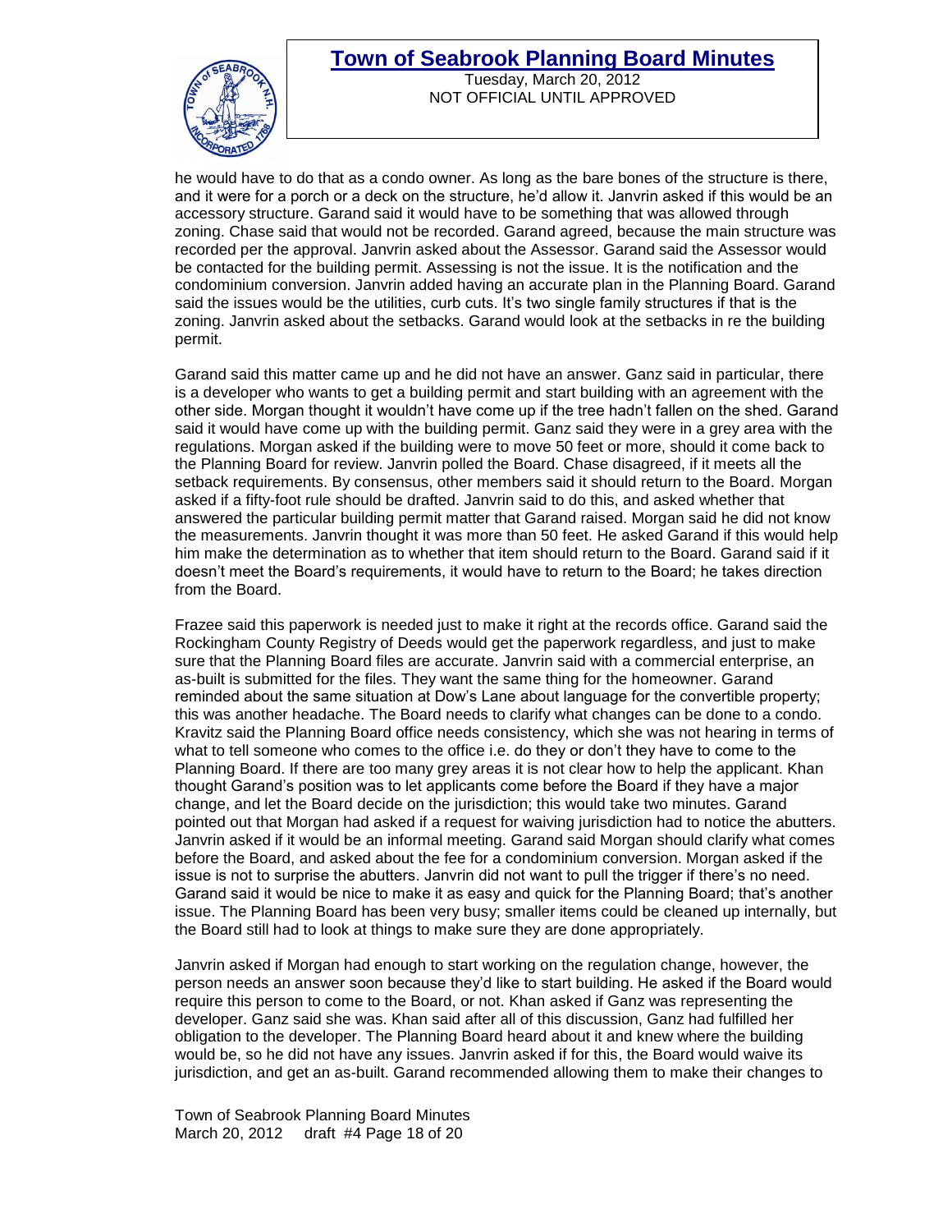he would have to do that as a condo owner. As long as the bare bones of the structure is there, and it were for a porch or a deck on the structure, he'd allow it. Janvrin asked if this would be an accessory structure. Garand said it would have to be something that was allowed through zoning. Chase said that would not be recorded. Garand agreed, because the main structure was recorded per the approval. Janvrin asked about the Assessor. Garand said the Assessor would be contacted for the building permit. Assessing is not the issue. It is the notification and the condominium conversion. Janvrin added having an accurate plan in the Planning Board. Garand said the issues would be the utilities, curb cuts. It's two single family structures if that is the zoning. Janvrin asked about the setbacks. Garand would look at the setbacks in re the building permit.

Garand said this matter came up and he did not have an answer. Ganz said in particular, there is a developer who wants to get a building permit and start building with an agreement with the other side. Morgan thought it wouldn't have come up if the tree hadn't fallen on the shed. Garand said it would have come up with the building permit. Ganz said they were in a grey area with the regulations. Morgan asked if the building were to move 50 feet or more, should it come back to the Planning Board for review. Janvrin polled the Board. Chase disagreed, if it meets all the setback requirements. By consensus, other members said it should return to the Board. Morgan asked if a fifty-foot rule should be drafted. Janvrin said to do this, and asked whether that answered the particular building permit matter that Garand raised. Morgan said he did not know the measurements. Janvrin thought it was more than 50 feet. He asked Garand if this would help him make the determination as to whether that item should return to the Board. Garand said if it doesn't meet the Board's requirements, it would have to return to the Board; he takes direction from the Board.

Frazee said this paperwork is needed just to make it right at the records office. Garand said the Rockingham County Registry of Deeds would get the paperwork regardless, and just to make sure that the Planning Board files are accurate. Janvrin said with a commercial enterprise, an as-built is submitted for the files. They want the same thing for the homeowner. Garand reminded about the same situation at Dow's Lane about language for the convertible property; this was another headache. The Board needs to clarify what changes can be done to a condo. Kravitz said the Planning Board office needs consistency, which she was not hearing in terms of what to tell someone who comes to the office i.e. do they or don't they have to come to the Planning Board. If there are too many grey areas it is not clear how to help the applicant. Khan thought Garand's position was to let applicants come before the Board if they have a major change, and let the Board decide on the jurisdiction; this would take two minutes. Garand pointed out that Morgan had asked if a request for waiving jurisdiction had to notice the abutters. Janvrin asked if it would be an informal meeting. Garand said Morgan should clarify what comes before the Board, and asked about the fee for a condominium conversion. Morgan asked if the issue is not to surprise the abutters. Janvrin did not want to pull the trigger if there's no need. Garand said it would be nice to make it as easy and quick for the Planning Board; that's another issue. The Planning Board has been very busy; smaller items could be cleaned up internally, but the Board still had to look at things to make sure they are done appropriately.

Janvrin asked if Morgan had enough to start working on the regulation change, however, the person needs an answer soon because they'd like to start building. He asked if the Board would require this person to come to the Board, or not. Khan asked if Ganz was representing the developer. Ganz said she was. Khan said after all of this discussion, Ganz had fulfilled her obligation to the developer. The Planning Board heard about it and knew where the building would be, so he did not have any issues. Janvrin asked if for this, the Board would waive its jurisdiction, and get an as-built. Garand recommended allowing them to make their changes to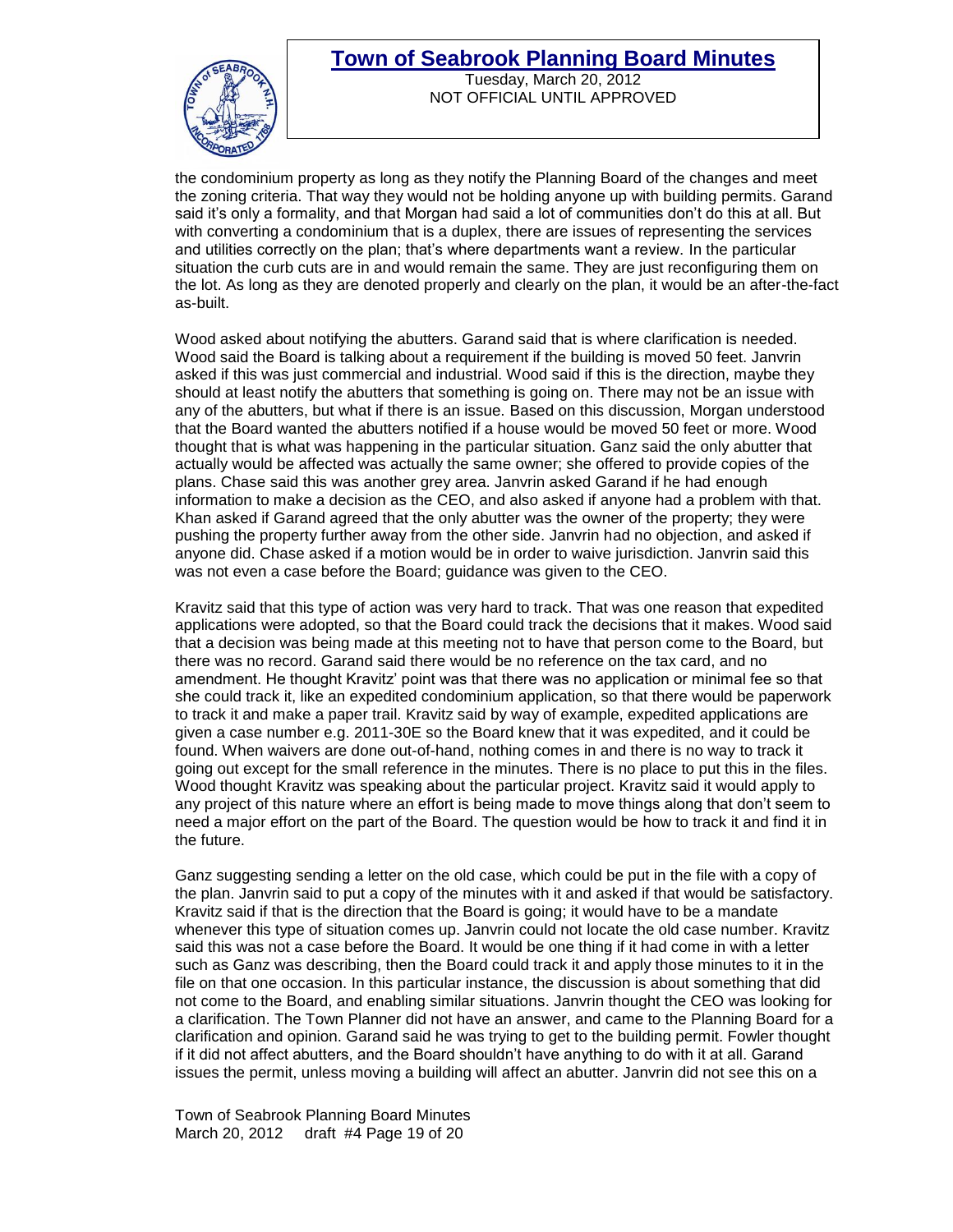the condominium property as long as they notify the Planning Board of the changes and meet the zoning criteria. That way they would not be holding anyone up with building permits. Garand said it's only a formality, and that Morgan had said a lot of communities don't do this at all. But with converting a condominium that is a duplex, there are issues of representing the services and utilities correctly on the plan; that's where departments want a review. In the particular situation the curb cuts are in and would remain the same. They are just reconfiguring them on the lot. As long as they are denoted properly and clearly on the plan, it would be an after-the-fact as-built.

Wood asked about notifying the abutters. Garand said that is where clarification is needed. Wood said the Board is talking about a requirement if the building is moved 50 feet. Janvrin asked if this was just commercial and industrial. Wood said if this is the direction, maybe they should at least notify the abutters that something is going on. There may not be an issue with any of the abutters, but what if there is an issue. Based on this discussion, Morgan understood that the Board wanted the abutters notified if a house would be moved 50 feet or more. Wood thought that is what was happening in the particular situation. Ganz said the only abutter that actually would be affected was actually the same owner; she offered to provide copies of the plans. Chase said this was another grey area. Janvrin asked Garand if he had enough information to make a decision as the CEO, and also asked if anyone had a problem with that. Khan asked if Garand agreed that the only abutter was the owner of the property; they were pushing the property further away from the other side. Janvrin had no objection, and asked if anyone did. Chase asked if a motion would be in order to waive jurisdiction. Janvrin said this was not even a case before the Board; guidance was given to the CEO.

Kravitz said that this type of action was very hard to track. That was one reason that expedited applications were adopted, so that the Board could track the decisions that it makes. Wood said that a decision was being made at this meeting not to have that person come to the Board, but there was no record. Garand said there would be no reference on the tax card, and no amendment. He thought Kravitz' point was that there was no application or minimal fee so that she could track it, like an expedited condominium application, so that there would be paperwork to track it and make a paper trail. Kravitz said by way of example, expedited applications are given a case number e.g. 2011-30E so the Board knew that it was expedited, and it could be found. When waivers are done out-of-hand, nothing comes in and there is no way to track it going out except for the small reference in the minutes. There is no place to put this in the files. Wood thought Kravitz was speaking about the particular project. Kravitz said it would apply to any project of this nature where an effort is being made to move things along that don't seem to need a major effort on the part of the Board. The question would be how to track it and find it in the future.

Ganz suggesting sending a letter on the old case, which could be put in the file with a copy of the plan. Janvrin said to put a copy of the minutes with it and asked if that would be satisfactory. Kravitz said if that is the direction that the Board is going; it would have to be a mandate whenever this type of situation comes up. Janvrin could not locate the old case number. Kravitz said this was not a case before the Board. It would be one thing if it had come in with a letter such as Ganz was describing, then the Board could track it and apply those minutes to it in the file on that one occasion. In this particular instance, the discussion is about something that did not come to the Board, and enabling similar situations. Janvrin thought the CEO was looking for a clarification. The Town Planner did not have an answer, and came to the Planning Board for a clarification and opinion. Garand said he was trying to get to the building permit. Fowler thought if it did not affect abutters, and the Board shouldn't have anything to do with it at all. Garand issues the permit, unless moving a building will affect an abutter. Janvrin did not see this on a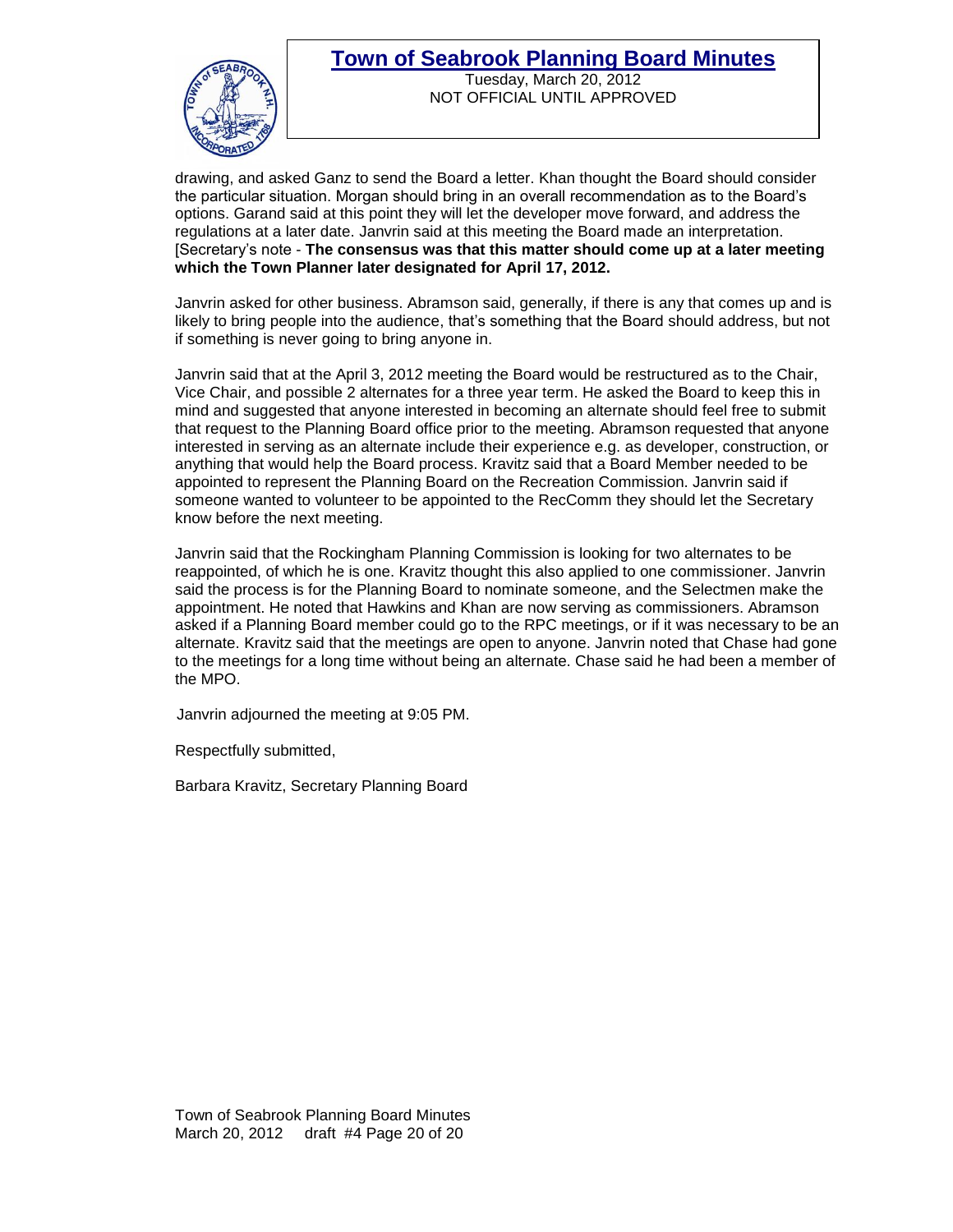drawing, and asked Ganz to send the Board a letter. Khan thought the Board should consider the particular situation. Morgan should bring in an overall recommendation as to the Board's options. Garand said at this point they will let the developer move forward, and address the regulations at a later date. Janvrin said at this meeting the Board made an interpretation. [Secretary's note - **The consensus was that this matter should come up at a later meeting which the Town Planner later designated for April 17, 2012.**

Janvrin asked for other business. Abramson said, generally, if there is any that comes up and is likely to bring people into the audience, that's something that the Board should address, but not if something is never going to bring anyone in.

Janvrin said that at the April 3, 2012 meeting the Board would be restructured as to the Chair, Vice Chair, and possible 2 alternates for a three year term. He asked the Board to keep this in mind and suggested that anyone interested in becoming an alternate should feel free to submit that request to the Planning Board office prior to the meeting. Abramson requested that anyone interested in serving as an alternate include their experience e.g. as developer, construction, or anything that would help the Board process. Kravitz said that a Board Member needed to be appointed to represent the Planning Board on the Recreation Commission. Janvrin said if someone wanted to volunteer to be appointed to the RecComm they should let the Secretary know before the next meeting.

Janvrin said that the Rockingham Planning Commission is looking for two alternates to be reappointed, of which he is one. Kravitz thought this also applied to one commissioner. Janvrin said the process is for the Planning Board to nominate someone, and the Selectmen make the appointment. He noted that Hawkins and Khan are now serving as commissioners. Abramson asked if a Planning Board member could go to the RPC meetings, or if it was necessary to be an alternate. Kravitz said that the meetings are open to anyone. Janvrin noted that Chase had gone to the meetings for a long time without being an alternate. Chase said he had been a member of the MPO.

Janvrin adjourned the meeting at 9:05 PM.

Respectfully submitted,

Barbara Kravitz, Secretary Planning Board